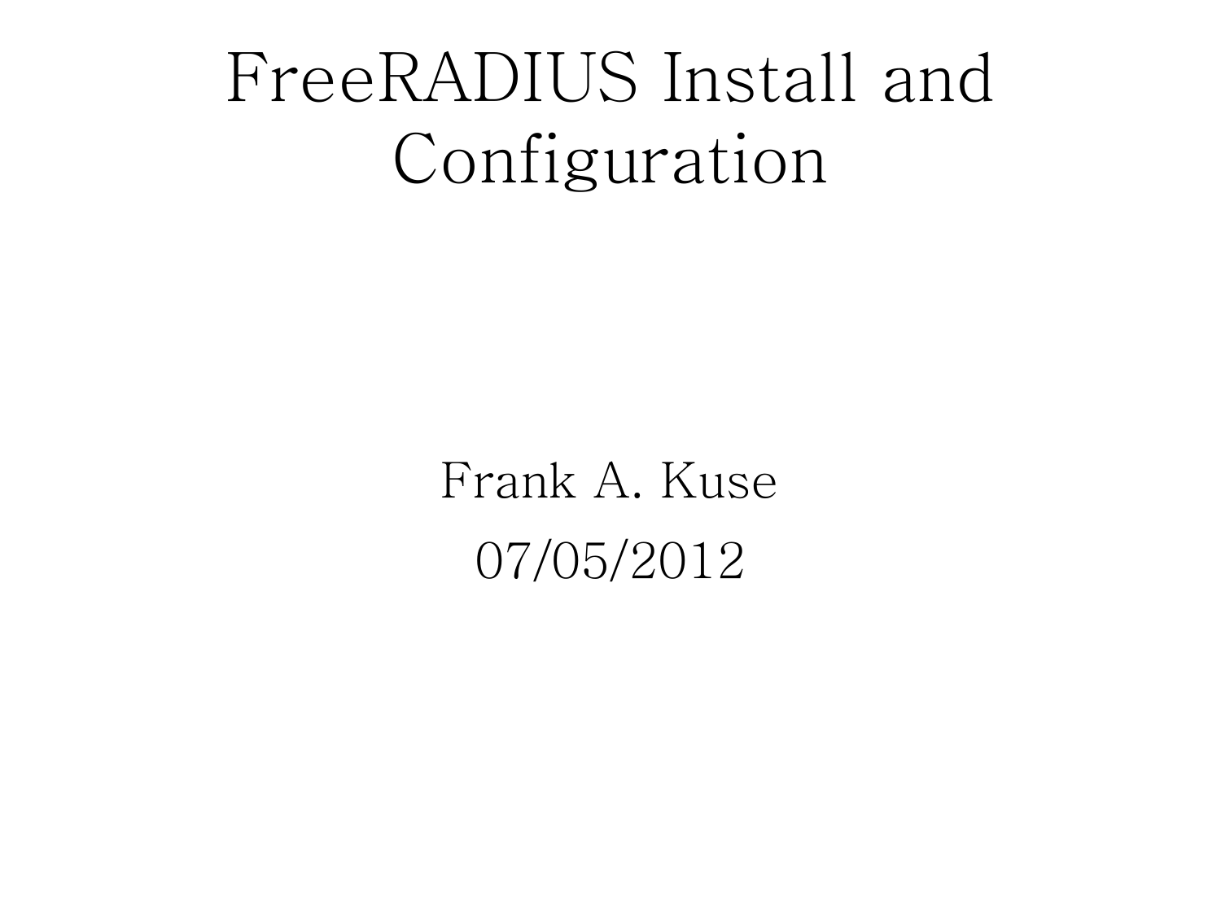# FreeRADIUS Install and Configuration

Frank A. Kuse

07/05/2012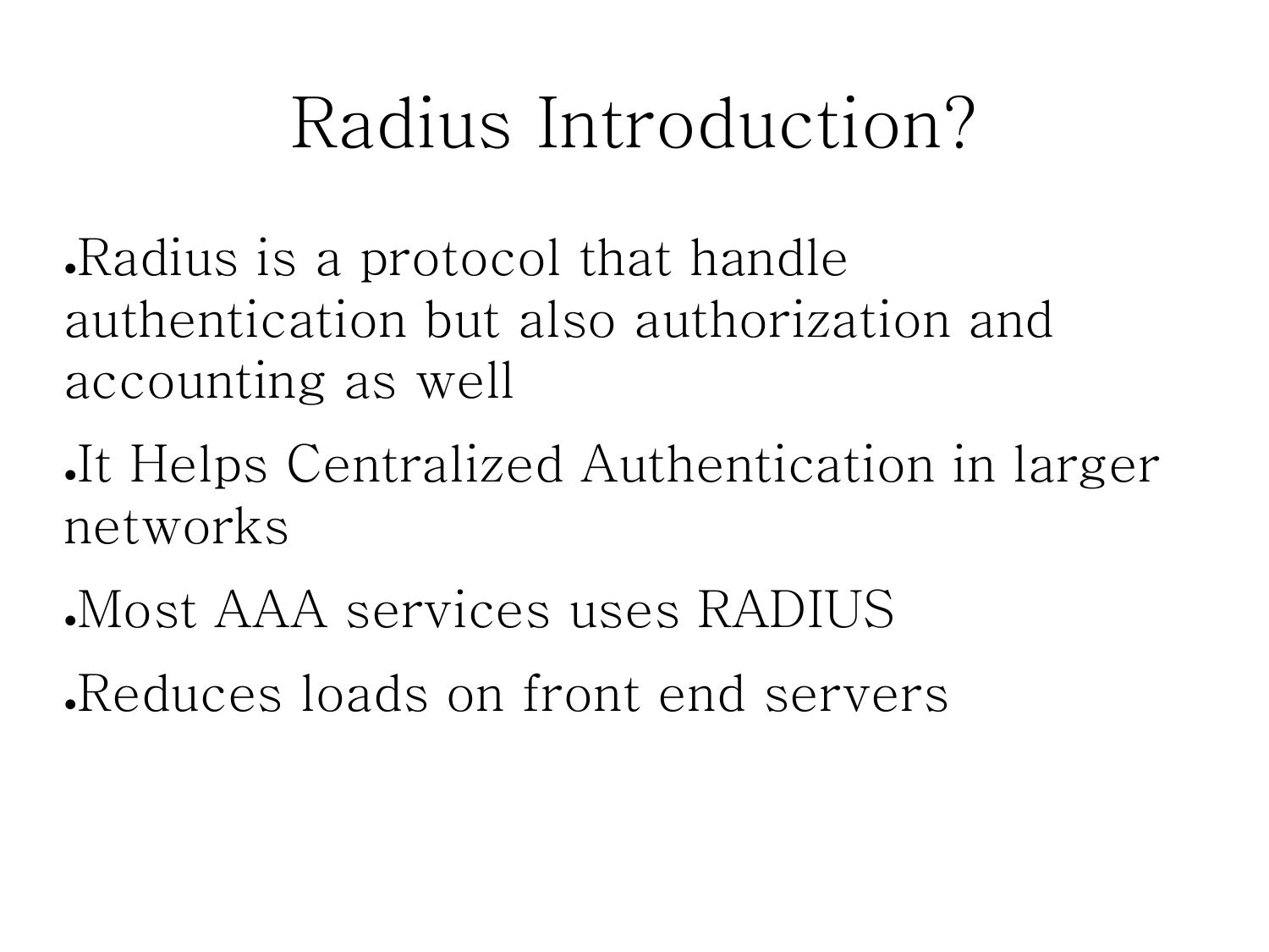# Radius Introduction?

- Radius is a protocol that handle authentication but also authorization and accounting as well
- It Helps Centralized Authentication in larger networks
- Most AAA services uses RADIUS
- Reduces loads on front end servers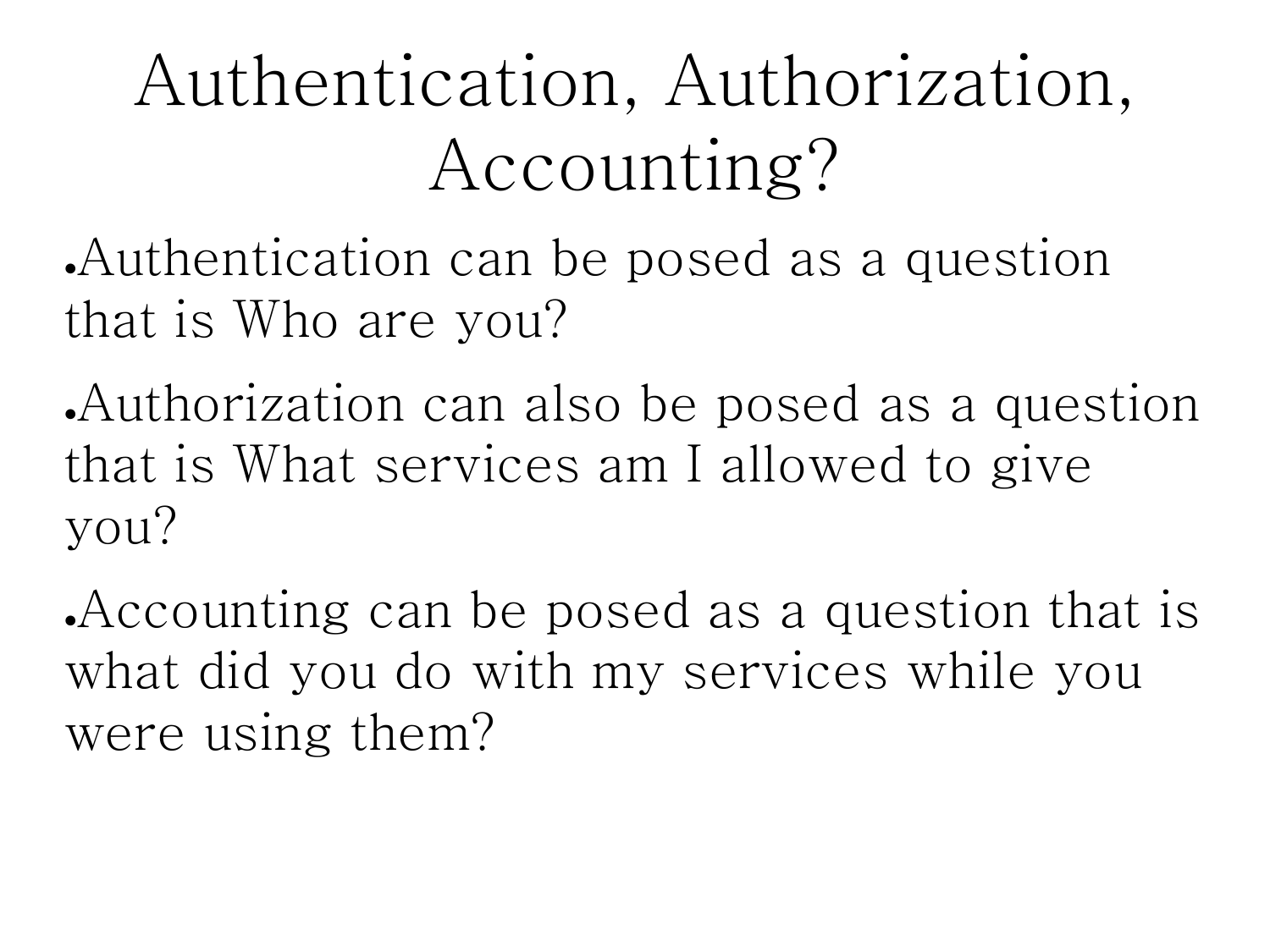# Authentication, Authorization, Accounting?

- Authentication can be posed as a question that is Who are you?
- Authorization can also be posed as a question that is What services am I allowed to give you?
- Accounting can be posed as a question that is what did you do with my services while you were using them?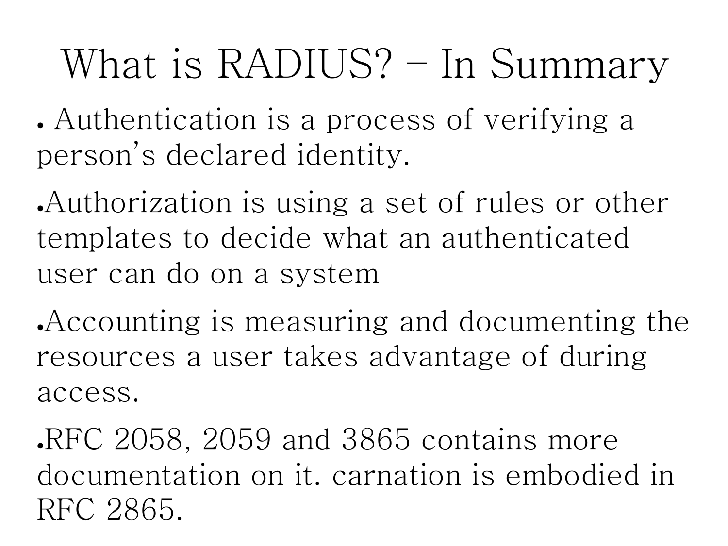# What is RADIUS? – In Summary

- Authentication is a process of verifying a person's declared identity.
- Authorization is using a set of rules or other templates to decide what an authenticated user can do on a system
- Accounting is measuring and documenting the resources a user takes advantage of during access.
- RFC 2058, 2059 and 3865 contains more documentation on it. carnation is embodied in RFC 2865.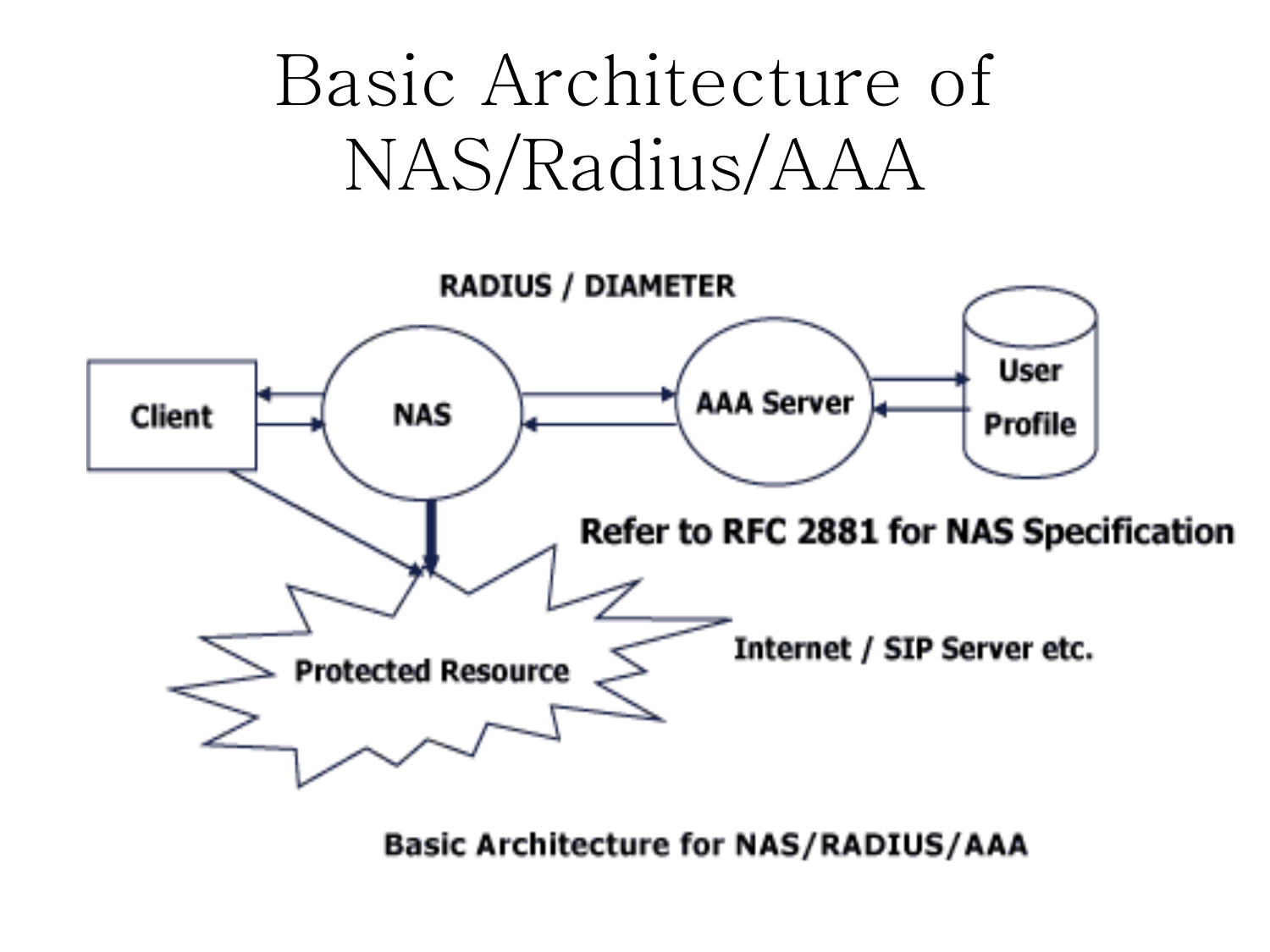# Basic Architecture of NAS/Radius/AAA

RADIUS / DIAMETER

Client

NAS

AAA Server

User Profile

Refer to RFC 2881 for NAS Specification

Protected Resource

Internet / SIP Server etc.

Basic Architecture for NAS/RADIUS/AAA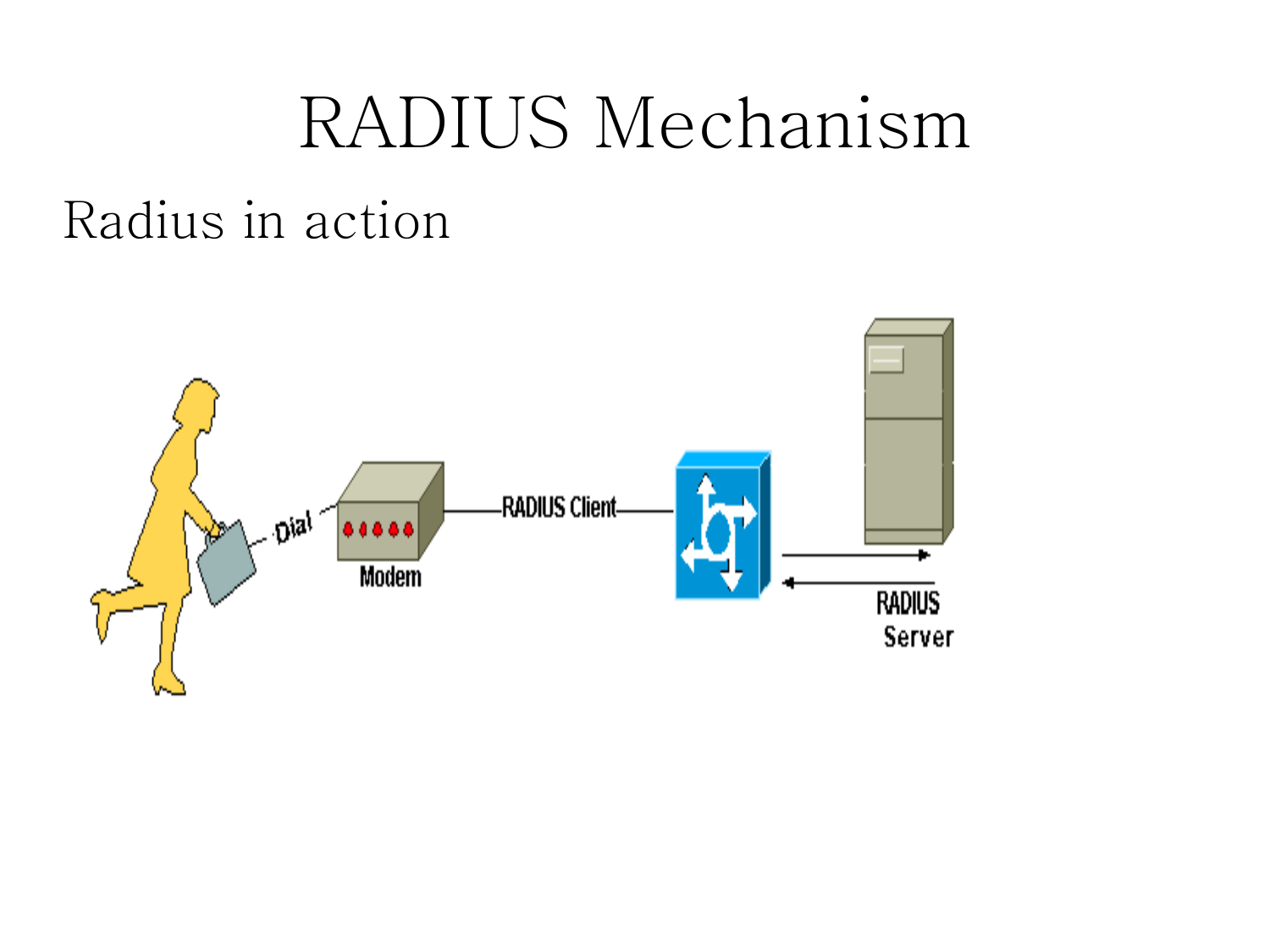# RADIUS Mechanism

Radius in action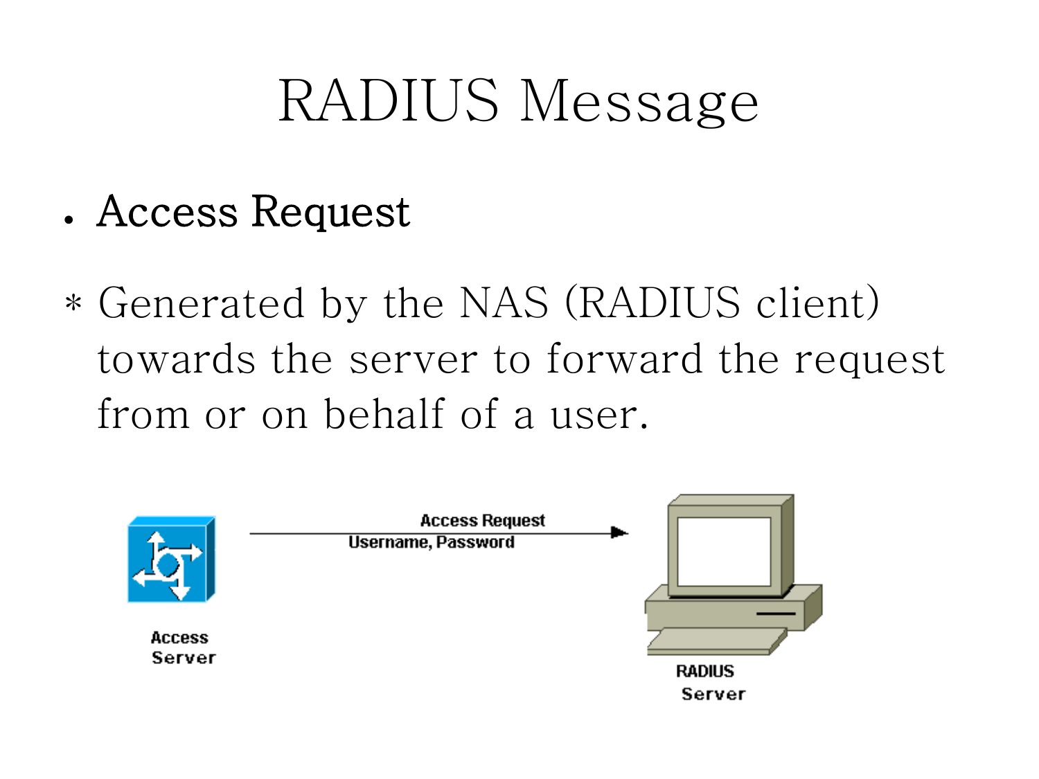# RADIUS Message

- Access Request

* Generated by the NAS (RADIUS client) towards the server to forward the request from or on behalf of a user.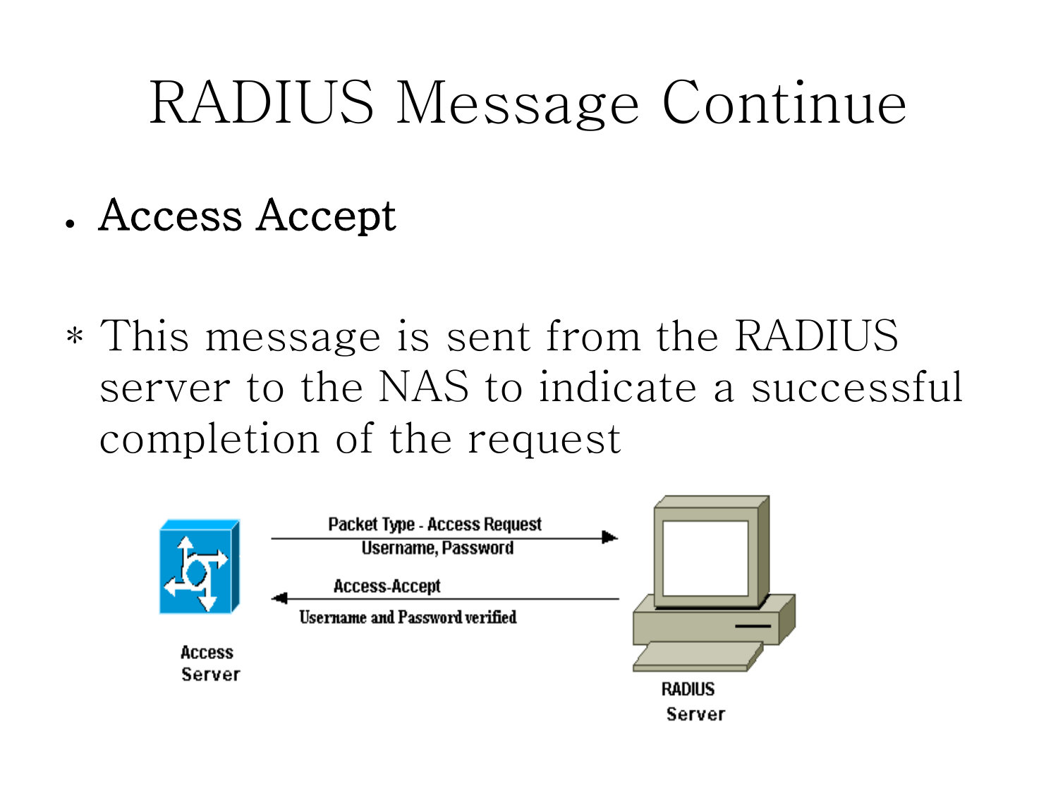# RADIUS Message Continue

- **Access Accept**

* This message is sent from the RADIUS server to the NAS to indicate a successful completion of the request

Packet Type - Access Request
Username, Password

Access-Accept
Username and Password verified

Access Server

RADIUS Server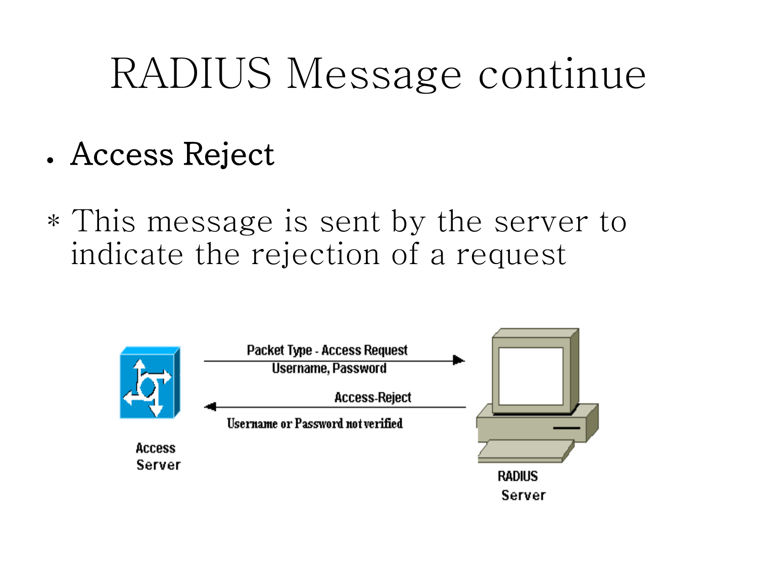# RADIUS Message continue

- Access Reject

* This message is sent by the server to indicate the rejection of a request

Packet Type - Access Request
Username, Password

Access-Reject
Username or Password not verified

Access Server

RADIUS Server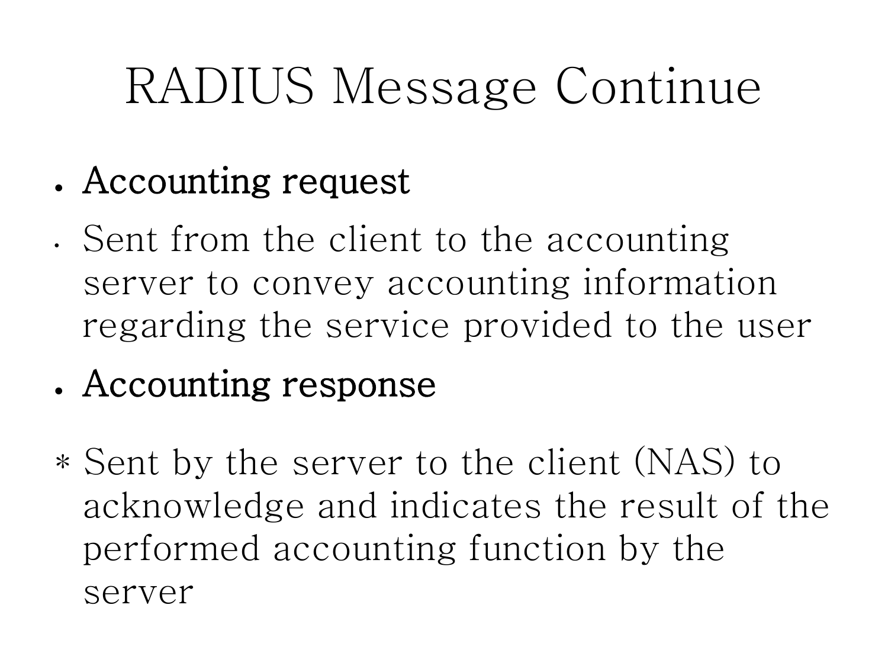# RADIUS Message Continue

- **Accounting request**
- Sent from the client to the accounting server to convey accounting information regarding the service provided to the user
- **Accounting response**

* Sent by the server to the client (NAS) to acknowledge and indicates the result of the performed accounting function by the server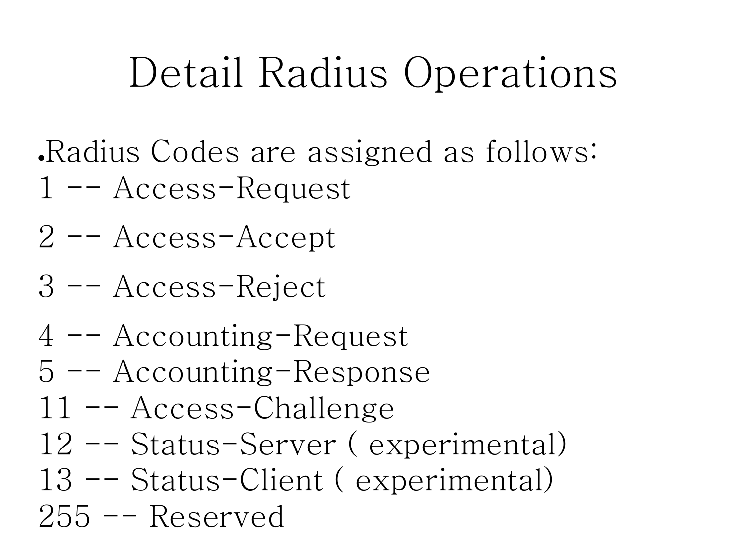# Detail Radius Operations

- Radius Codes are assigned as follows:

1 -- Access-Request

2 -- Access-Accept

3 -- Access-Reject

4 -- Accounting-Request
5 -- Accounting-Response
11 -- Access-Challenge
12 -- Status-Server ( experimental)
13 -- Status-Client ( experimental)
255 -- Reserved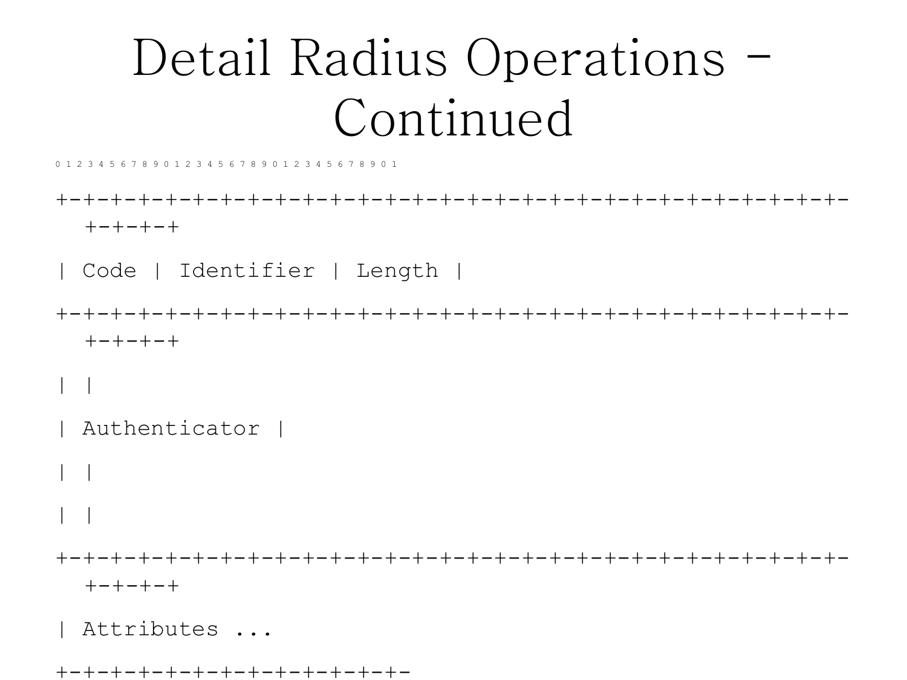# Detail Radius Operations - Continued

```
0 1 2 3 4 5 6 7 8 9 0 1 2 3 4 5 6 7 8 9 0 1 2 3 4 5 6 7 8 9 0 1

+-+-+-+-+-+-+-+-+-+-+-+-+-+-+-+-+-+-+-+-+-+-+-+-+-+-+-+-+-+-+-+-
  +-+-+-+

| Code | Identifier | Length |

+-+-+-+-+-+-+-+-+-+-+-+-+-+-+-+-+-+-+-+-+-+-+-+-+-+-+-+-+-+-+-+-
  +-+-+-+

| |

| Authenticator |

| |

| |

+-+-+-+-+-+-+-+-+-+-+-+-+-+-+-+-+-+-+-+-+-+-+-+-+-+-+-+-+-+-+-+-
  +-+-+-+

| Attributes ...

+-+-+-+-+-+-+-+-+-+-+-+-+-+-
```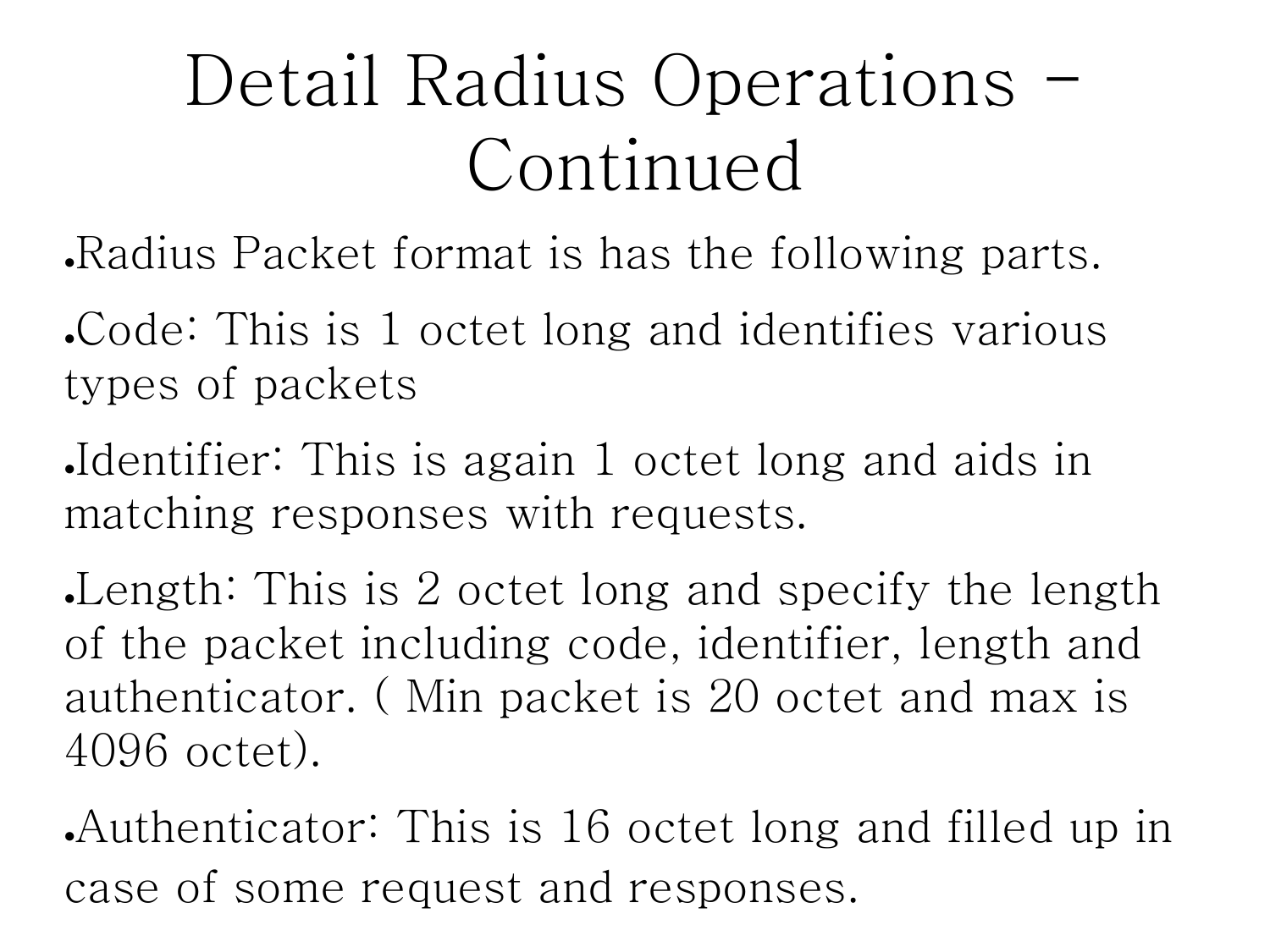# Detail Radius Operations – Continued

- Radius Packet format is has the following parts.
- Code: This is 1 octet long and identifies various types of packets
- Identifier: This is again 1 octet long and aids in matching responses with requests.
- Length: This is 2 octet long and specify the length of the packet including code, identifier, length and authenticator. ( Min packet is 20 octet and max is 4096 octet).
- Authenticator: This is 16 octet long and filled up in case of some request and responses.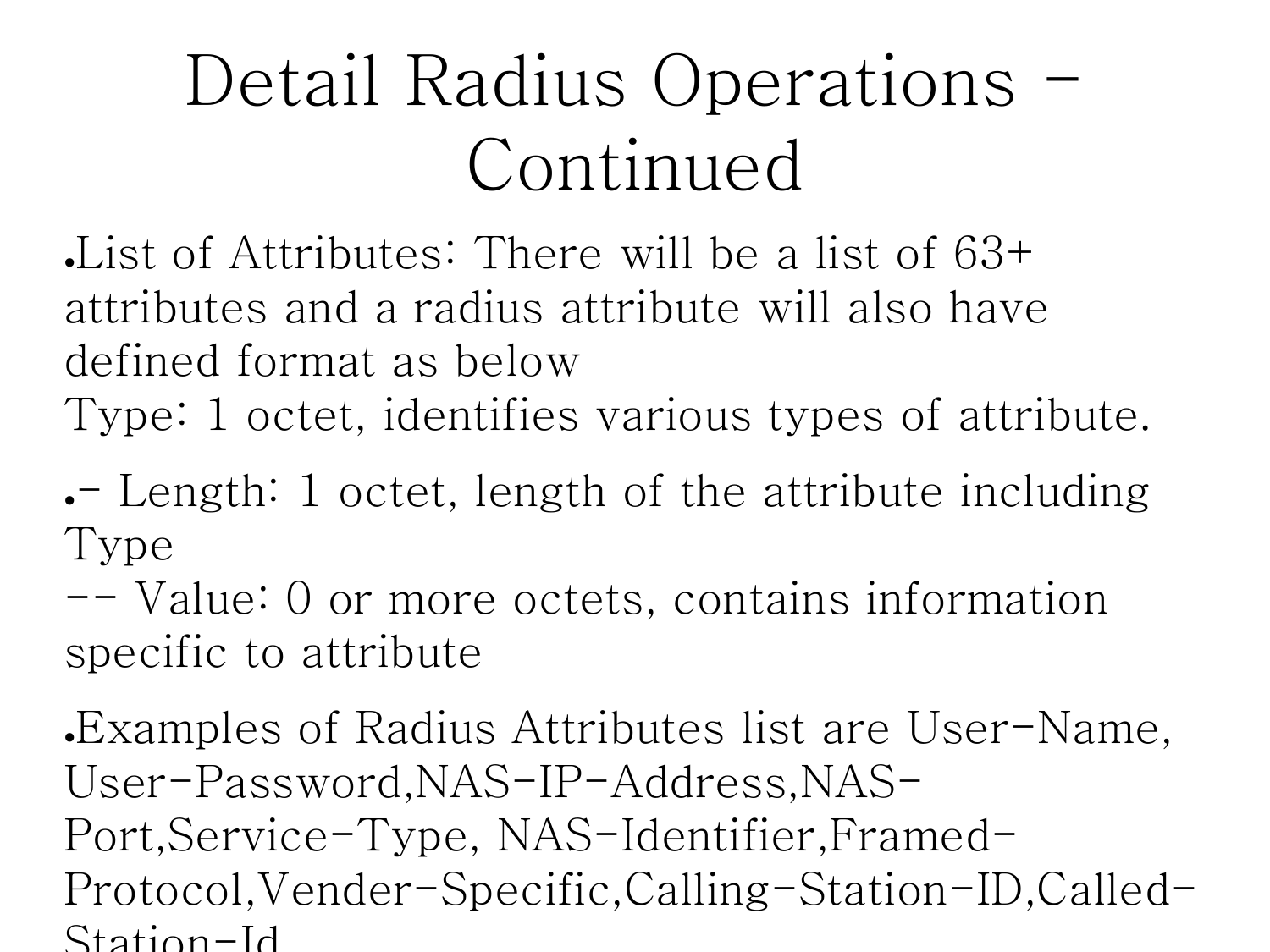# Detail Radius Operations – Continued

- List of Attributes: There will be a list of 63+ attributes and a radius attribute will also have defined format as below
  Type: 1 octet, identifies various types of attribute.
- - Length: 1 octet, length of the attribute including Type
  -- Value: 0 or more octets, contains information specific to attribute
- Examples of Radius Attributes list are User-Name, User-Password,NAS-IP-Address,NAS-Port,Service-Type, NAS-Identifier,Framed-Protocol,Vender-Specific,Calling-Station-ID,Called-Station-Id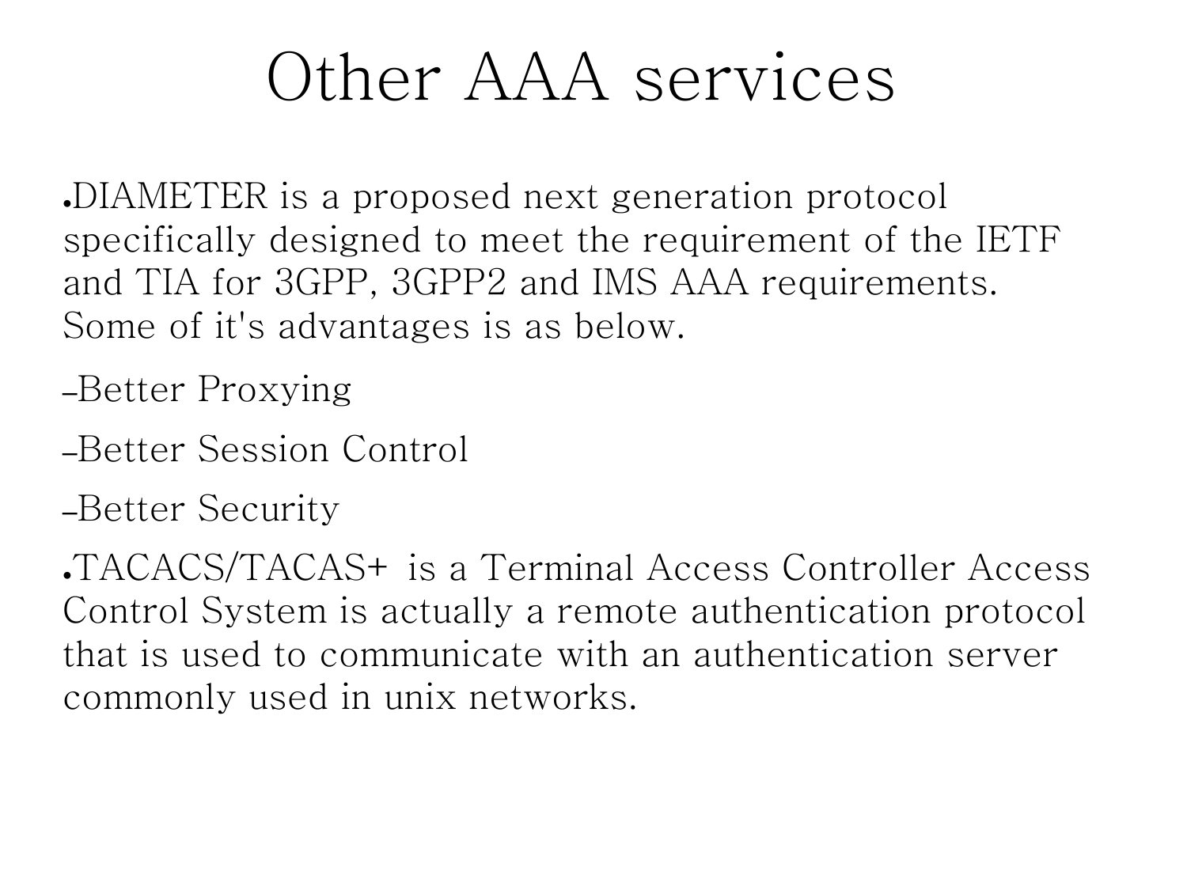# Other AAA services

- DIAMETER is a proposed next generation protocol specifically designed to meet the requirement of the IETF and TIA for 3GPP, 3GPP2 and IMS AAA requirements. Some of it's advantages is as below.
  - Better Proxying
  - Better Session Control
  - Better Security
- TACACS/TACAS+ is a Terminal Access Controller Access Control System is actually a remote authentication protocol that is used to communicate with an authentication server commonly used in unix networks.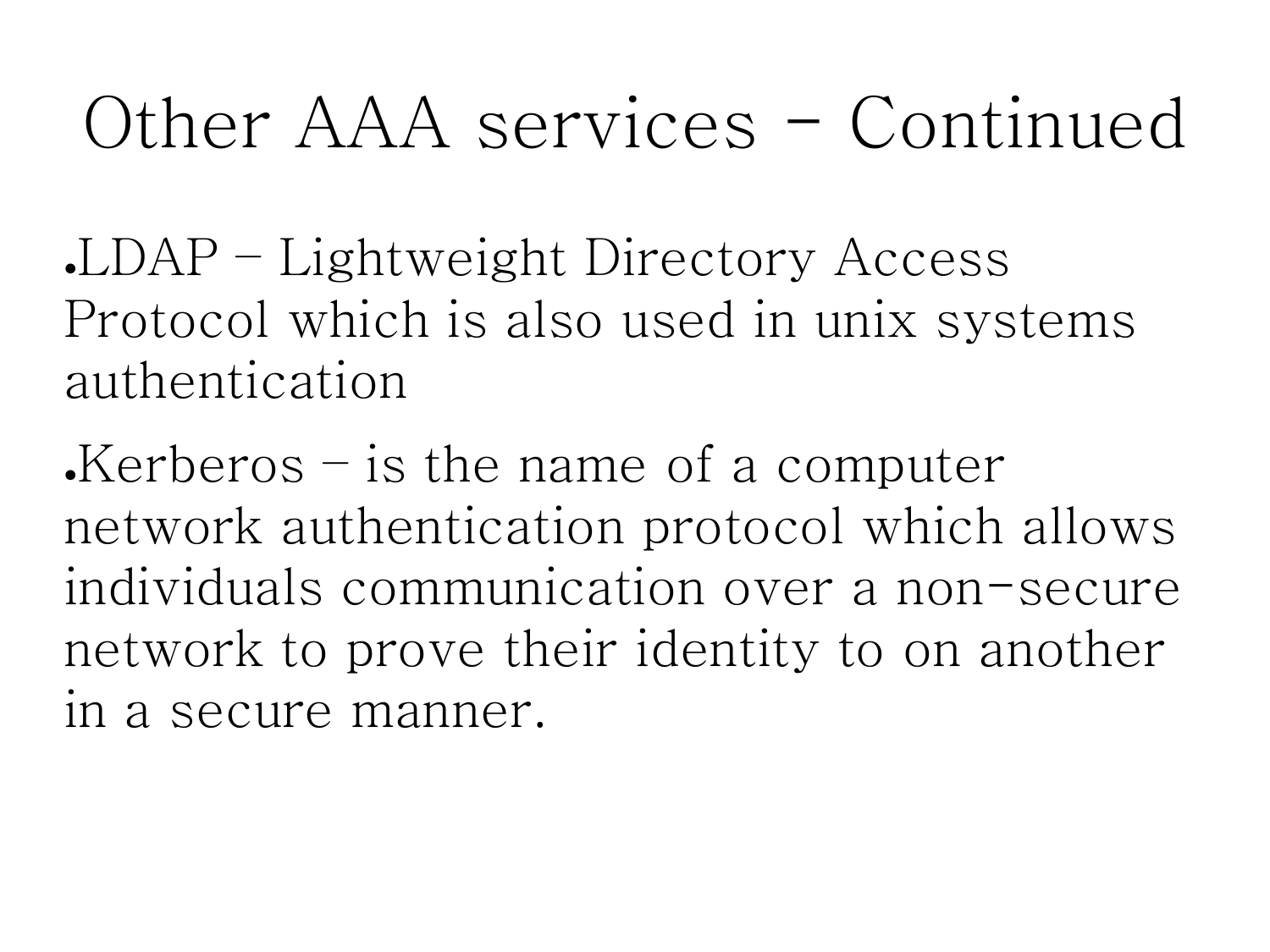# Other AAA services - Continued

- LDAP – Lightweight Directory Access Protocol which is also used in unix systems authentication
- Kerberos – is the name of a computer network authentication protocol which allows individuals communication over a non-secure network to prove their identity to on another in a secure manner.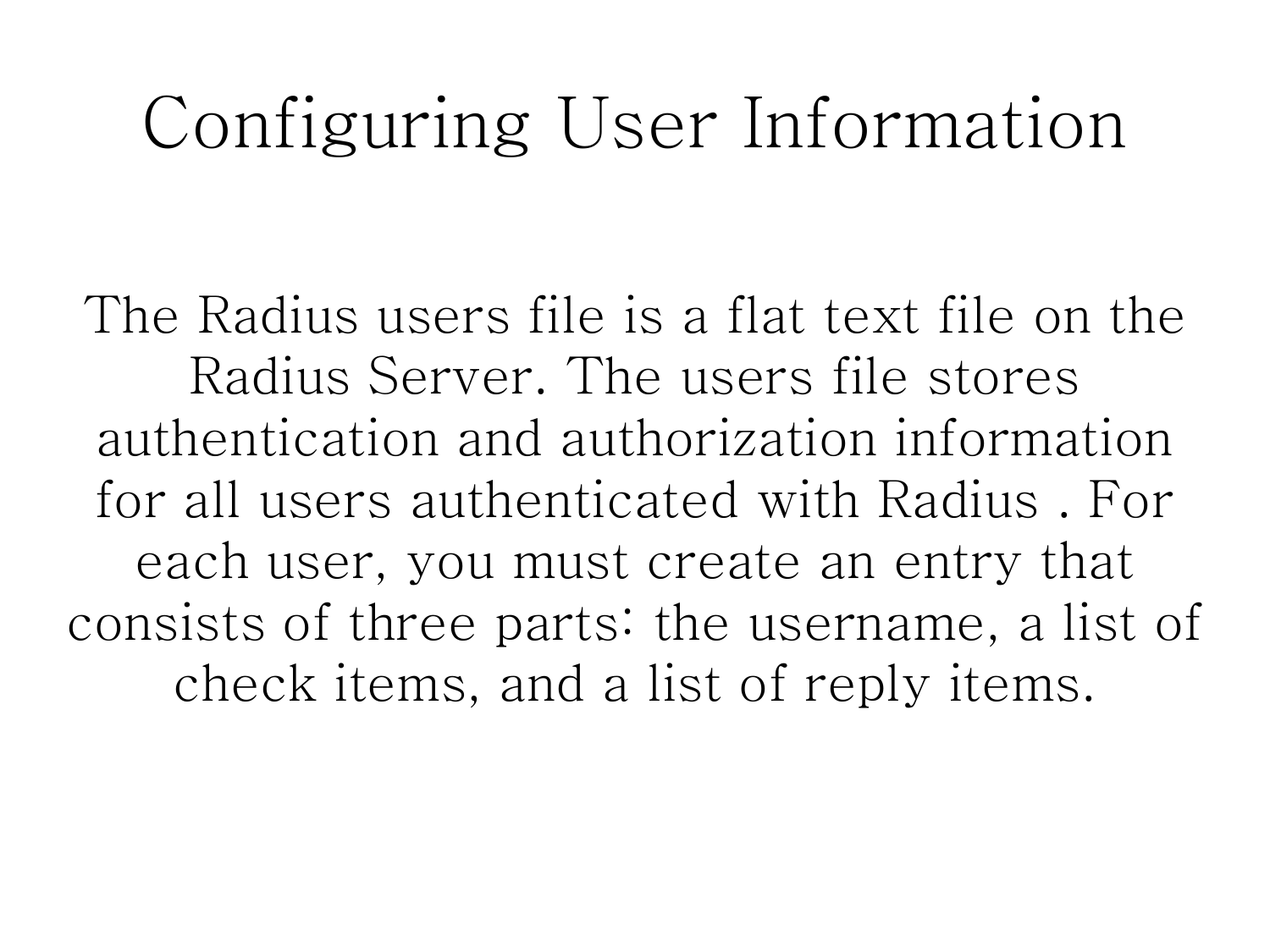# Configuring User Information

The Radius users file is a flat text file on the Radius Server. The users file stores authentication and authorization information for all users authenticated with Radius . For each user, you must create an entry that consists of three parts: the username, a list of check items, and a list of reply items.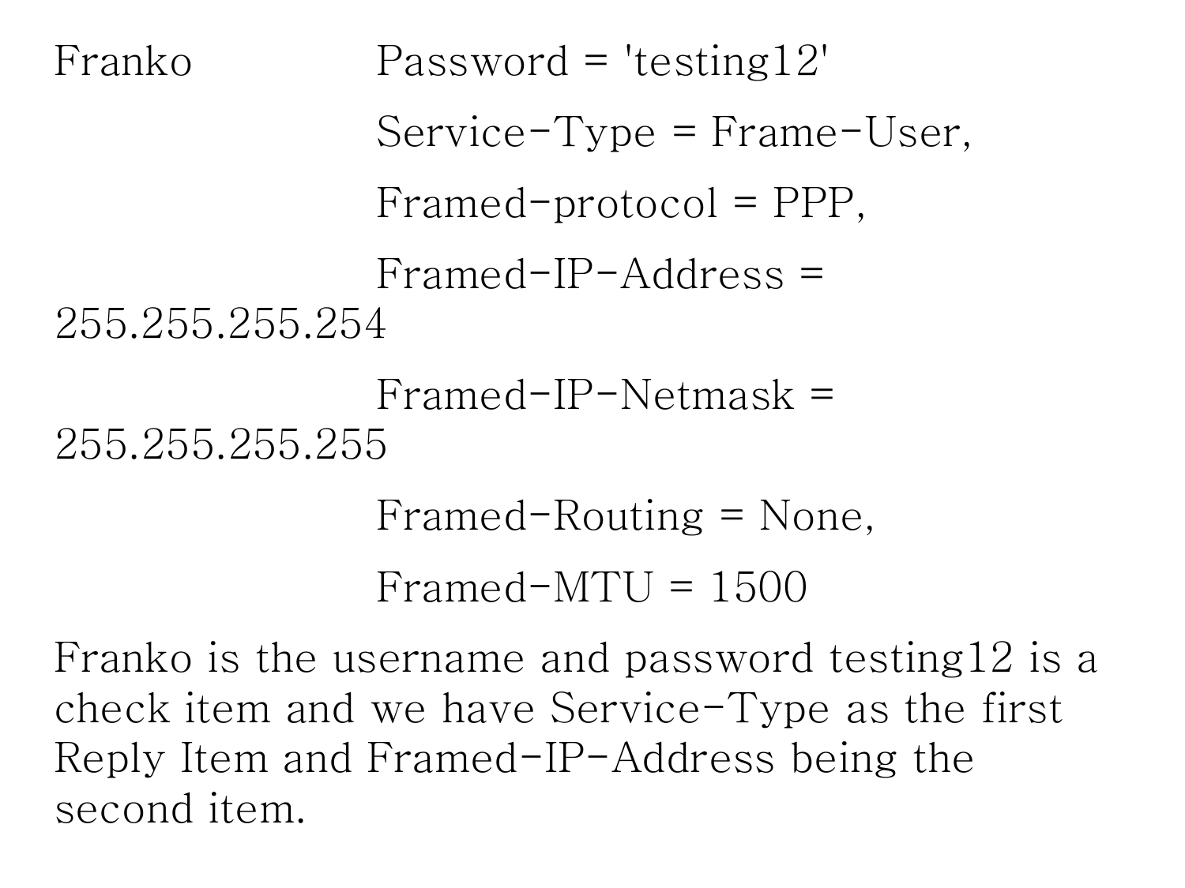```
Franko          Password = 'testing12'
                Service-Type = Frame-User,
                Framed-protocol = PPP,
                Framed-IP-Address =
255.255.255.254
                Framed-IP-Netmask =
255.255.255.255
                Framed-Routing = None,
                Framed-MTU = 1500
```

Franko is the username and password testing12 is a check item and we have Service-Type as the first Reply Item and Framed-IP-Address being the second item.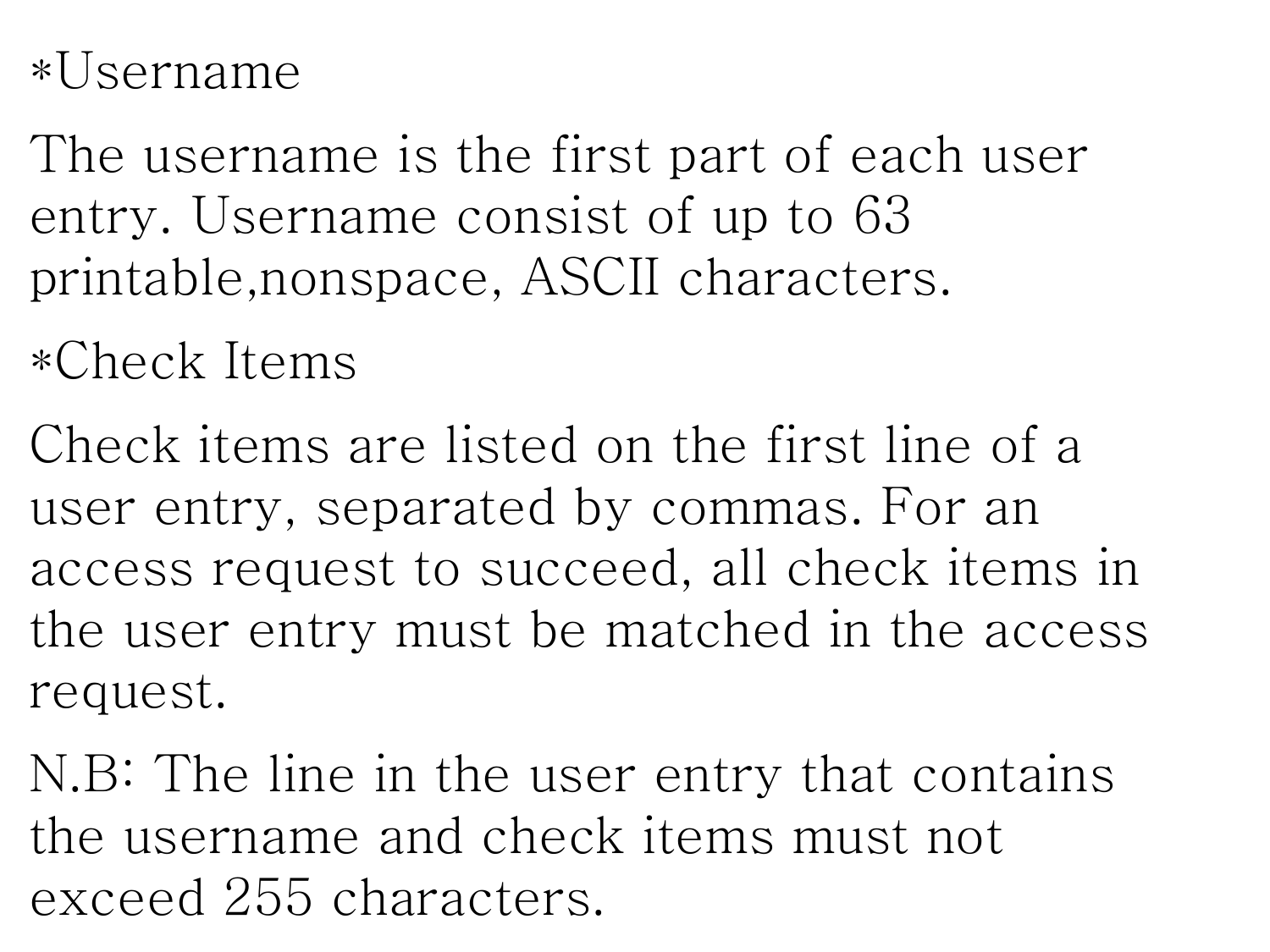*Username

The username is the first part of each user entry. Username consist of up to 63 printable,nonspace, ASCII characters.

*Check Items

Check items are listed on the first line of a user entry, separated by commas. For an access request to succeed, all check items in the user entry must be matched in the access request.

N.B: The line in the user entry that contains the username and check items must not exceed 255 characters.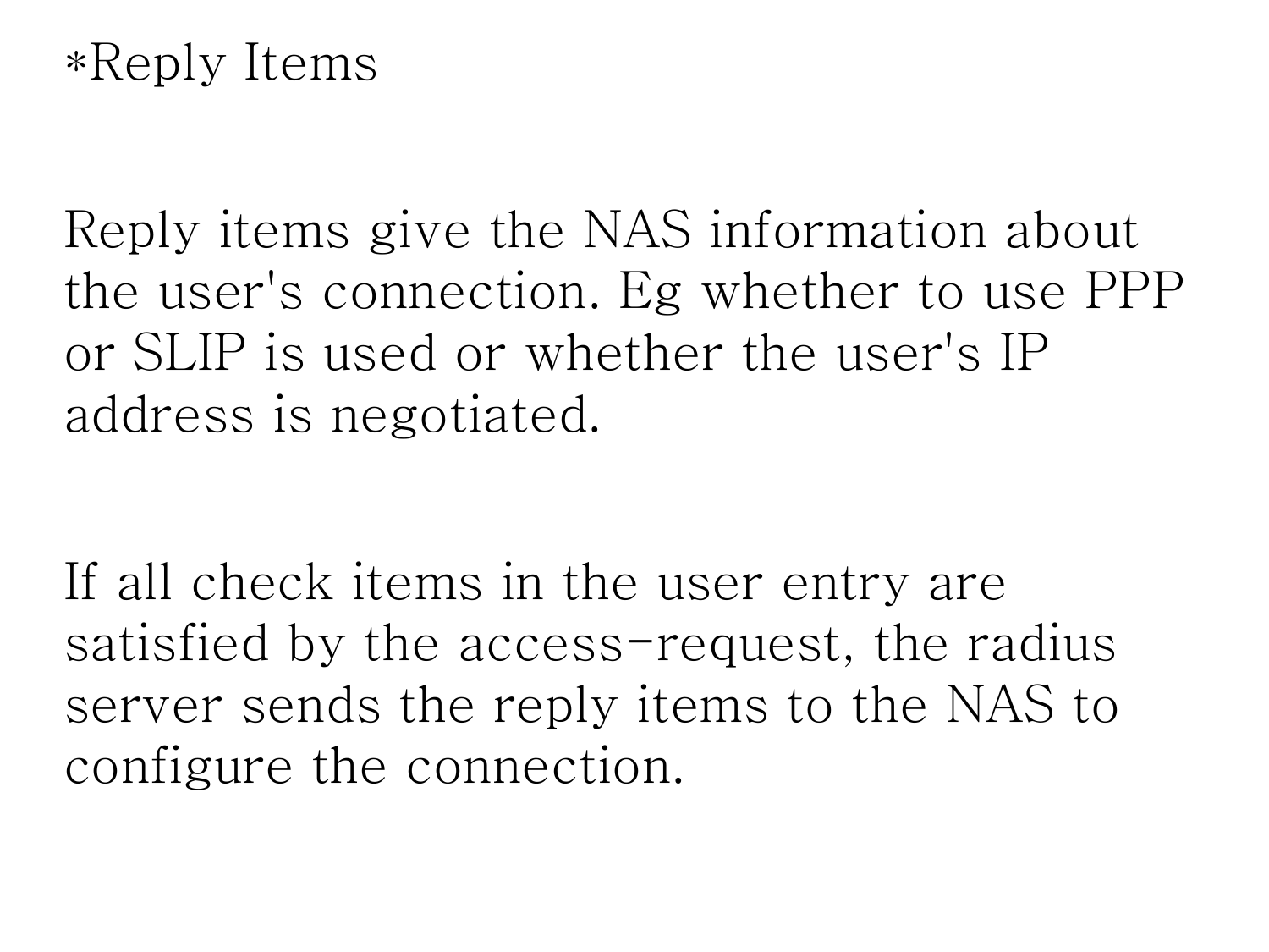*Reply Items

Reply items give the NAS information about the user's connection. Eg whether to use PPP or SLIP is used or whether the user's IP address is negotiated.

If all check items in the user entry are satisfied by the access-request, the radius server sends the reply items to the NAS to configure the connection.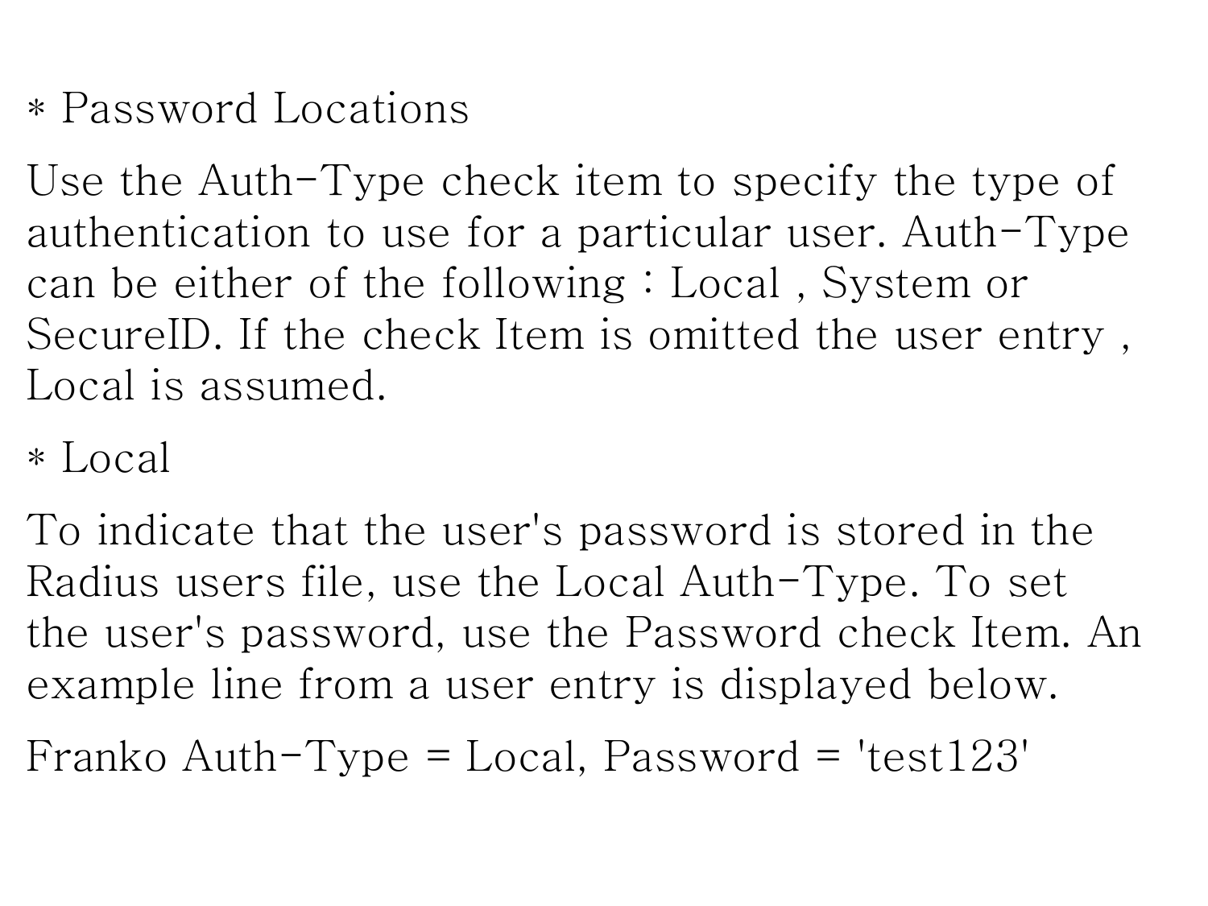* Password Locations

Use the Auth-Type check item to specify the type of authentication to use for a particular user. Auth-Type can be either of the following : Local , System or SecureID. If the check Item is omitted the user entry , Local is assumed.

* Local

To indicate that the user's password is stored in the Radius users file, use the Local Auth-Type. To set the user's password, use the Password check Item. An example line from a user entry is displayed below.

Franko Auth-Type = Local, Password = 'test123'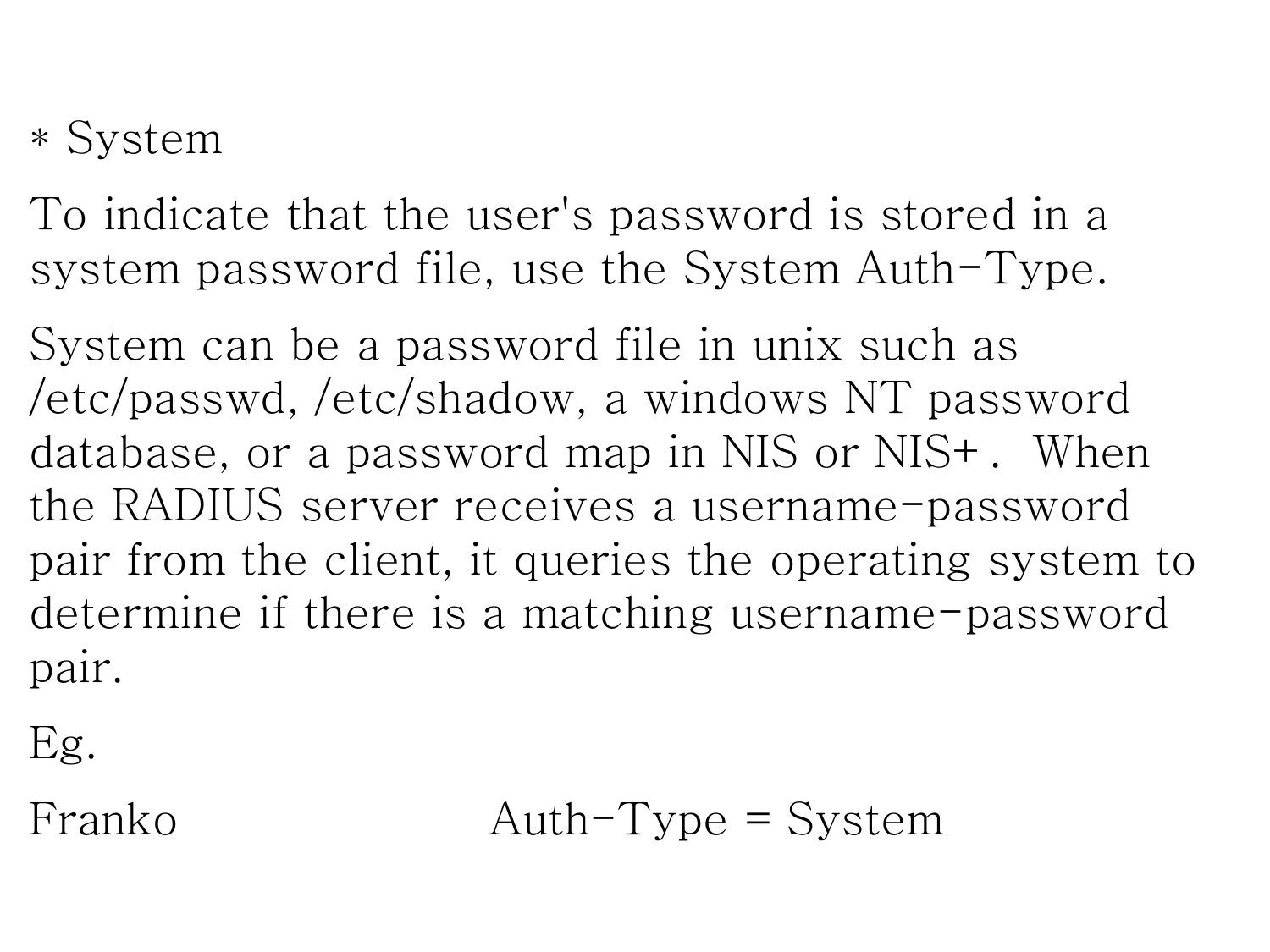* System

To indicate that the user's password is stored in a system password file, use the System Auth-Type.

System can be a password file in unix such as /etc/passwd, /etc/shadow, a windows NT password database, or a password map in NIS or NIS+. When the RADIUS server receives a username-password pair from the client, it queries the operating system to determine if there is a matching username-password pair.

Eg.

```
Franko                    Auth-Type = System
```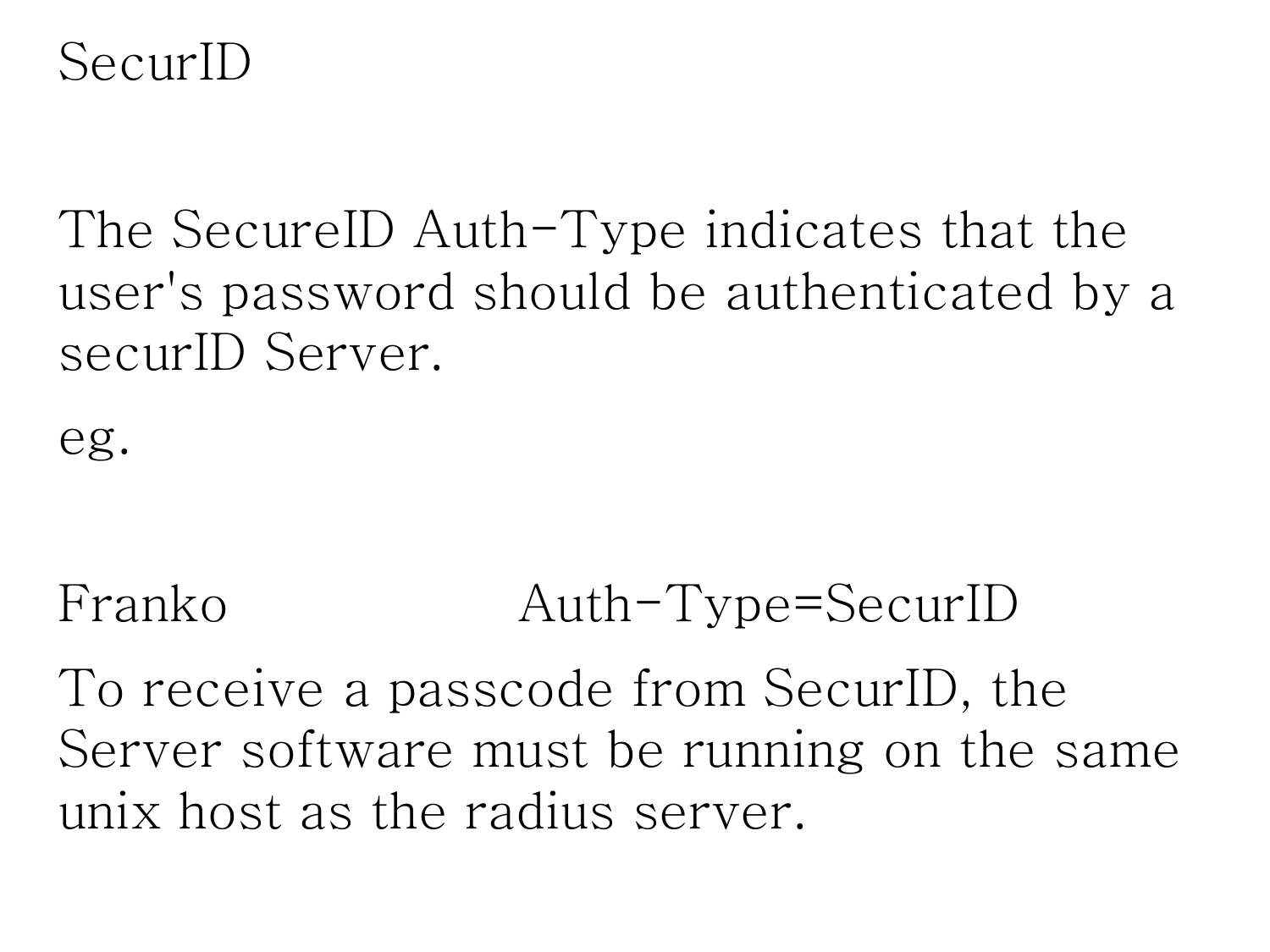# SecurID

The SecureID Auth-Type indicates that the user's password should be authenticated by a securID Server.

eg.

```
Franko                  Auth-Type=SecurID
```

To receive a passcode from SecurID, the Server software must be running on the same unix host as the radius server.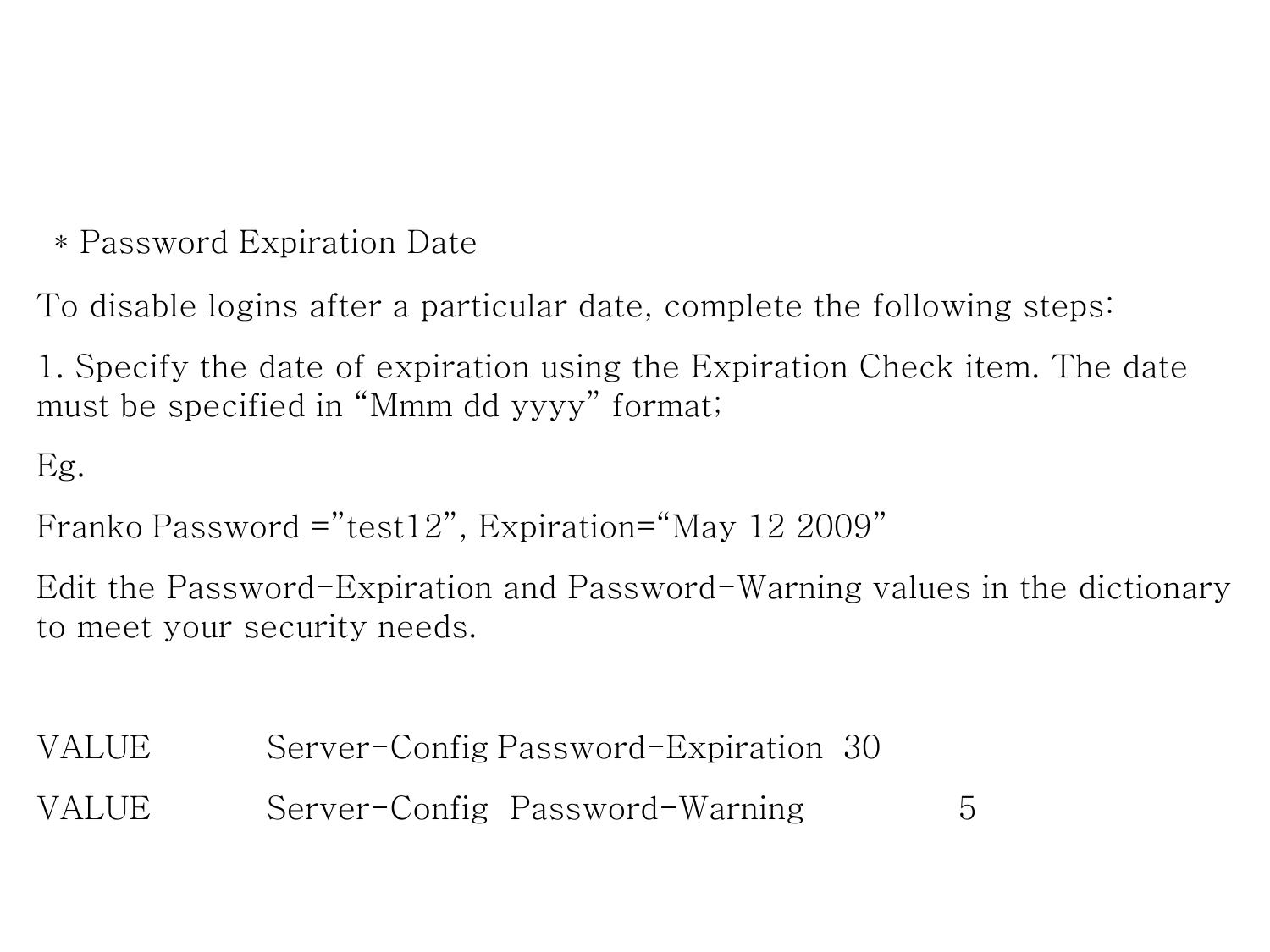* Password Expiration Date

To disable logins after a particular date, complete the following steps:

1. Specify the date of expiration using the Expiration Check item. The date must be specified in “Mmm dd yyyy” format;

Eg.

Franko Password =”test12”, Expiration=“May 12 2009”

Edit the Password-Expiration and Password-Warning values in the dictionary to meet your security needs.

```
VALUE        Server-Config Password-Expiration  30
VALUE        Server-Config  Password-Warning         5
```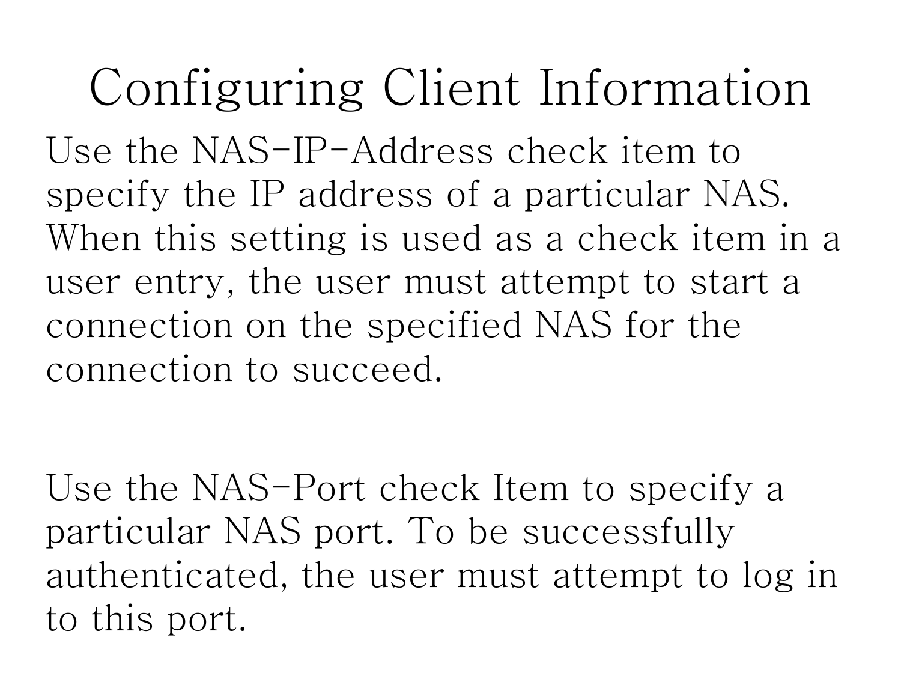# Configuring Client Information

Use the NAS-IP-Address check item to specify the IP address of a particular NAS. When this setting is used as a check item in a user entry, the user must attempt to start a connection on the specified NAS for the connection to succeed.

Use the NAS-Port check Item to specify a particular NAS port. To be successfully authenticated, the user must attempt to log in to this port.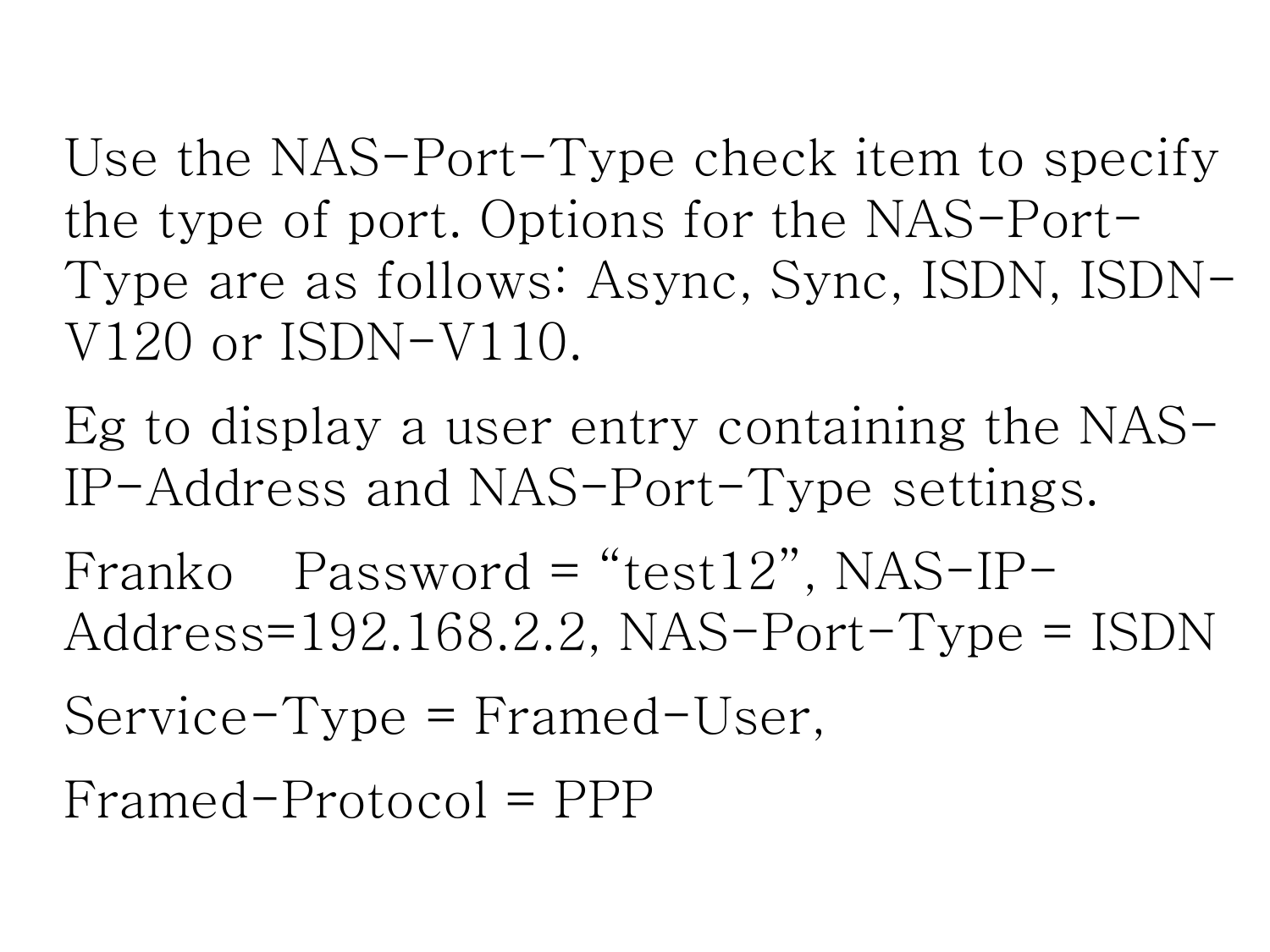Use the NAS-Port-Type check item to specify the type of port. Options for the NAS-Port-Type are as follows: Async, Sync, ISDN, ISDN-V120 or ISDN-V110.

Eg to display a user entry containing the NAS-IP-Address and NAS-Port-Type settings.

Franko    Password = “test12”, NAS-IP-Address=192.168.2.2, NAS-Port-Type = ISDN

Service-Type = Framed-User,

Framed-Protocol = PPP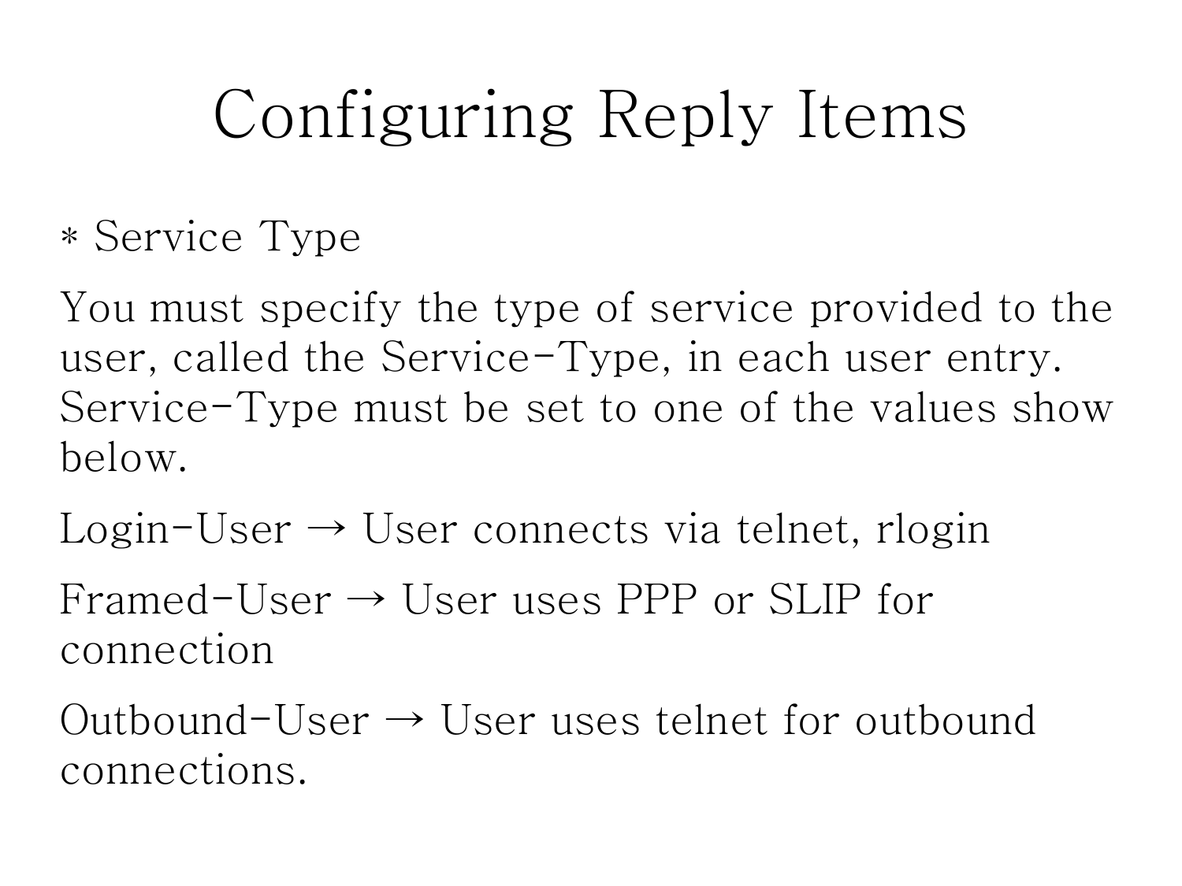# Configuring Reply Items

* Service Type

You must specify the type of service provided to the user, called the Service-Type, in each user entry. Service-Type must be set to one of the values show below.

Login-User → User connects via telnet, rlogin

Framed-User → User uses PPP or SLIP for connection

Outbound-User → User uses telnet for outbound connections.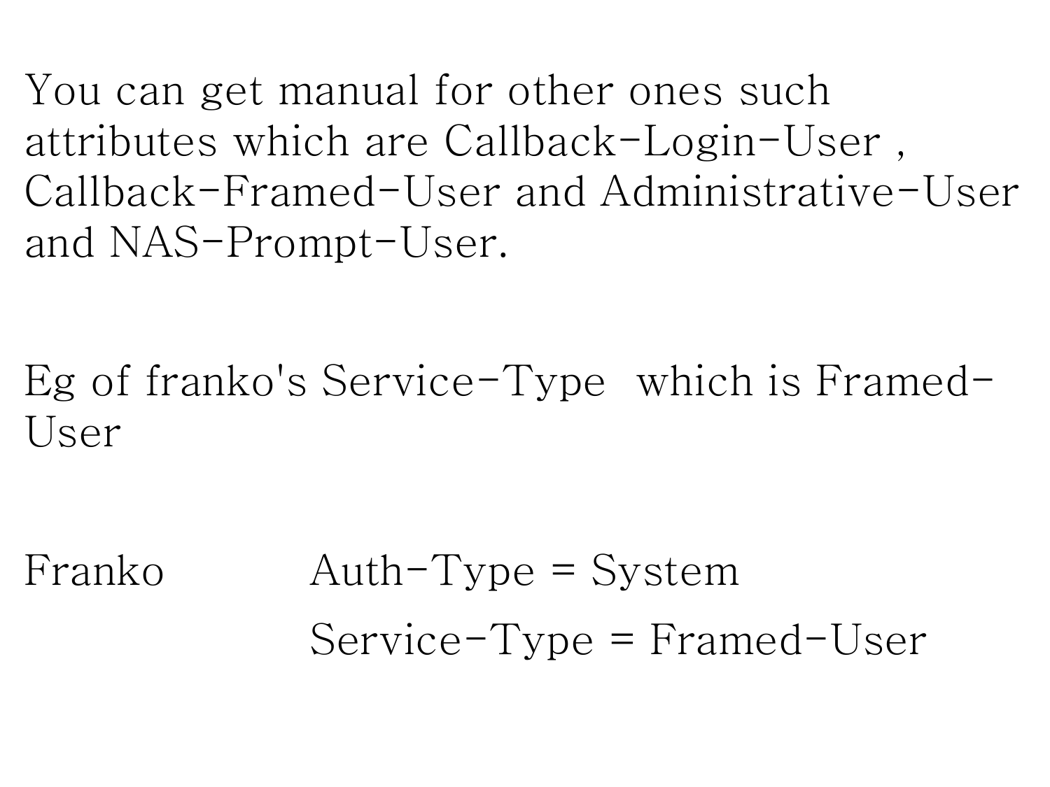You can get manual for other ones such attributes which are Callback-Login-User , Callback-Framed-User and Administrative-User and NAS-Prompt-User.

Eg of franko's Service-Type  which is Framed-User

```
Franko          Auth-Type = System
                Service-Type = Framed-User
```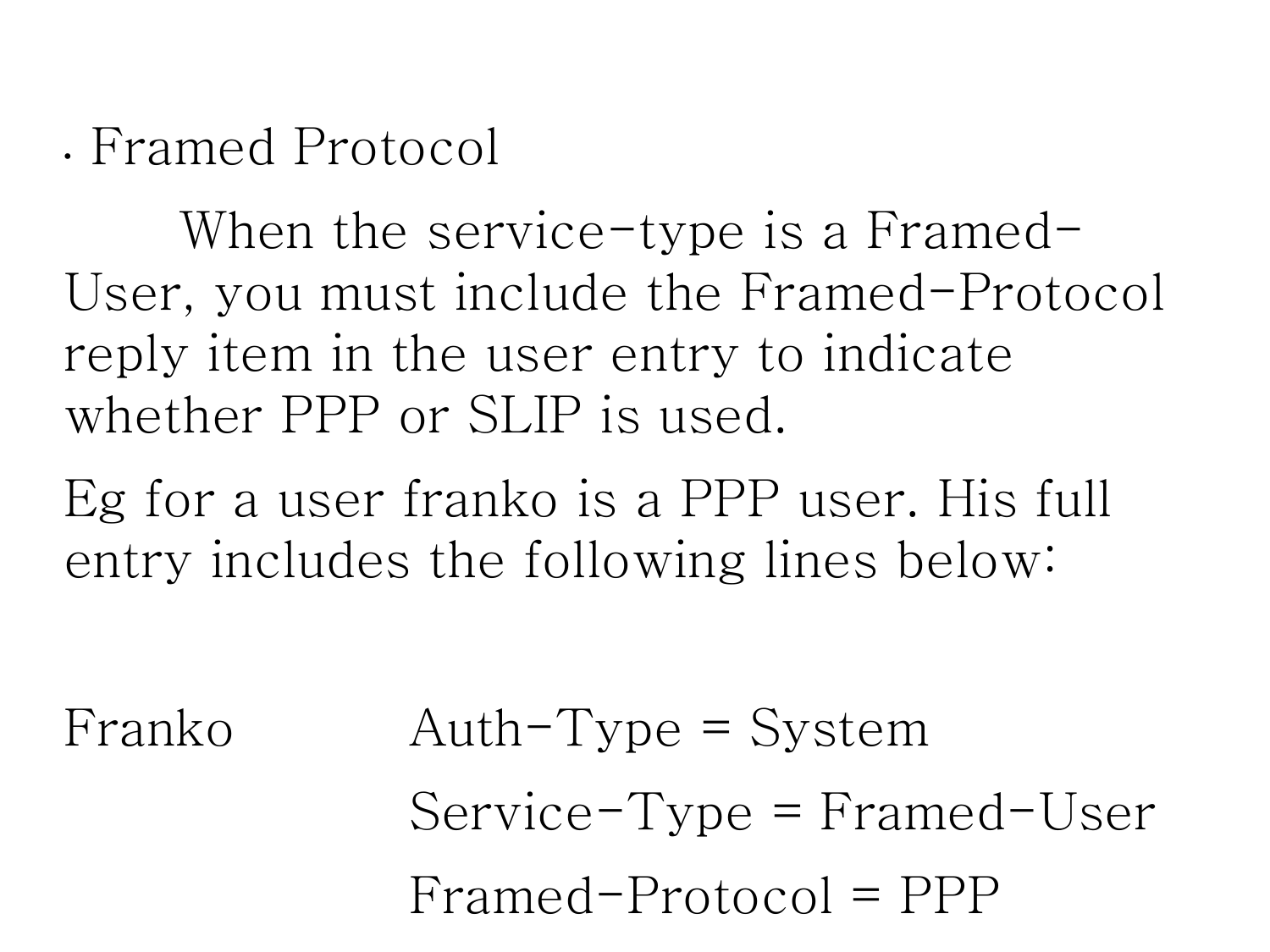- Framed Protocol

When the service-type is a Framed-User, you must include the Framed-Protocol reply item in the user entry to indicate whether PPP or SLIP is used.

Eg for a user franko is a PPP user. His full entry includes the following lines below:

```
Franko          Auth-Type = System
                Service-Type = Framed-User
                Framed-Protocol = PPP
```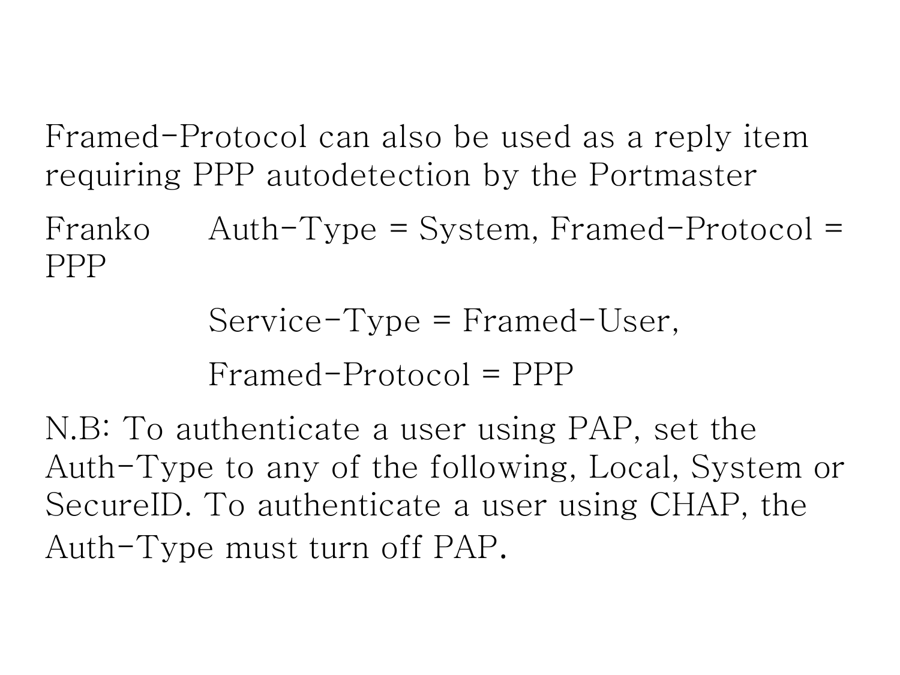Framed-Protocol can also be used as a reply item requiring PPP autodetection by the Portmaster

```
Franko      Auth-Type = System, Framed-Protocol = PPP
            Service-Type = Framed-User,
            Framed-Protocol = PPP
```

N.B: To authenticate a user using PAP, set the Auth-Type to any of the following, Local, System or SecureID. To authenticate a user using CHAP, the Auth-Type must turn off PAP.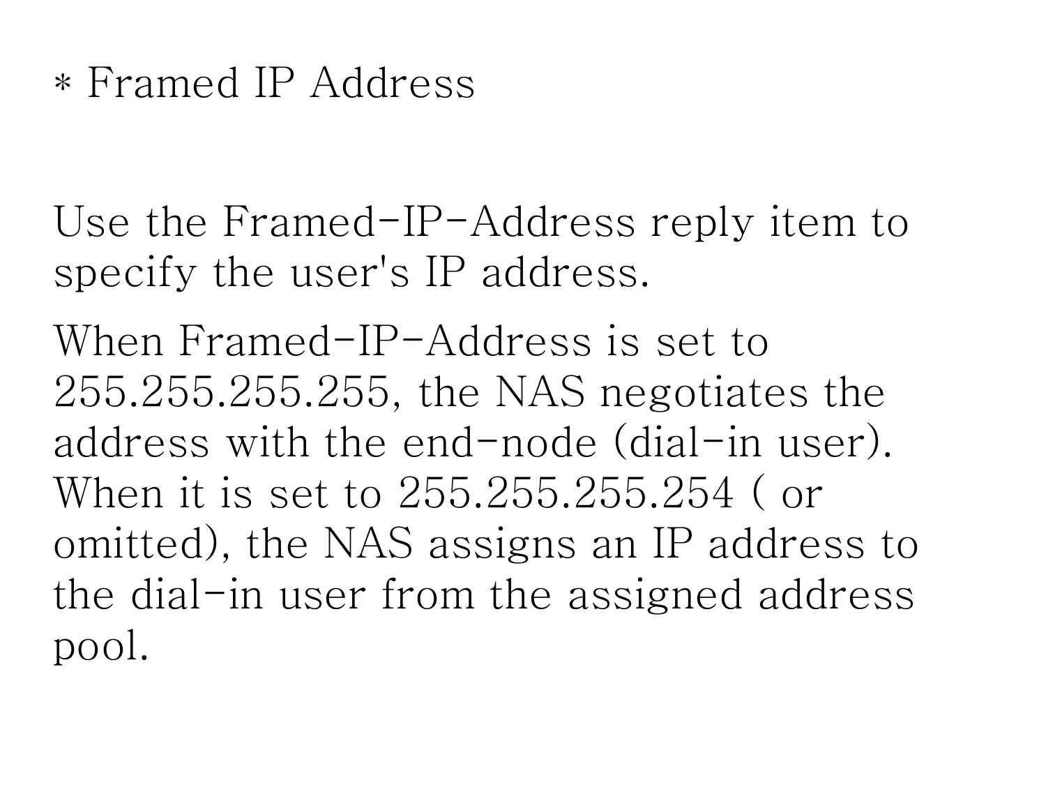* Framed IP Address

Use the Framed-IP-Address reply item to specify the user's IP address.

When Framed-IP-Address is set to 255.255.255.255, the NAS negotiates the address with the end-node (dial-in user). When it is set to 255.255.255.254 ( or omitted), the NAS assigns an IP address to the dial-in user from the assigned address pool.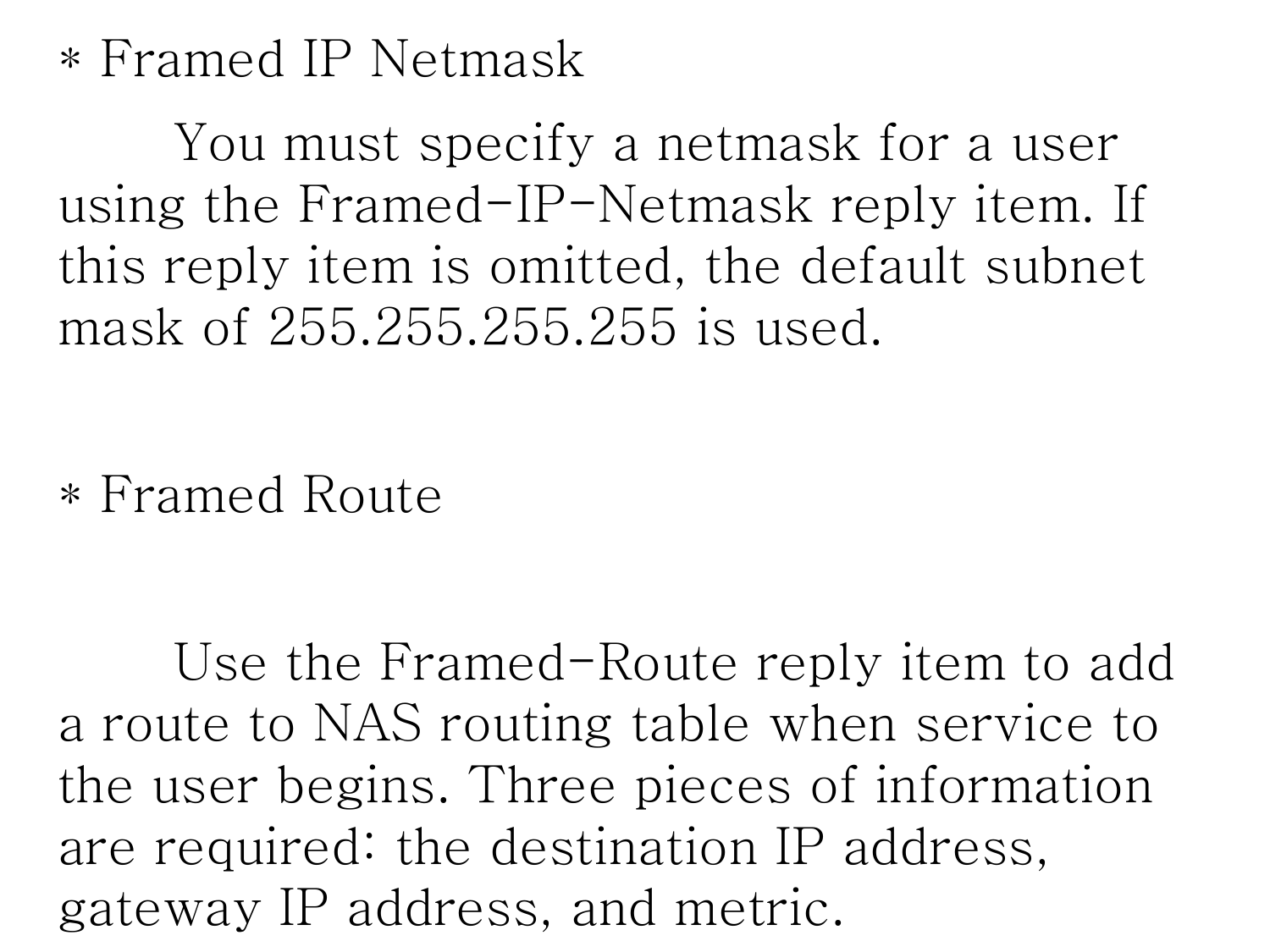* Framed IP Netmask

You must specify a netmask for a user using the Framed-IP-Netmask reply item. If this reply item is omitted, the default subnet mask of 255.255.255.255 is used.

* Framed Route

Use the Framed-Route reply item to add a route to NAS routing table when service to the user begins. Three pieces of information are required: the destination IP address, gateway IP address, and metric.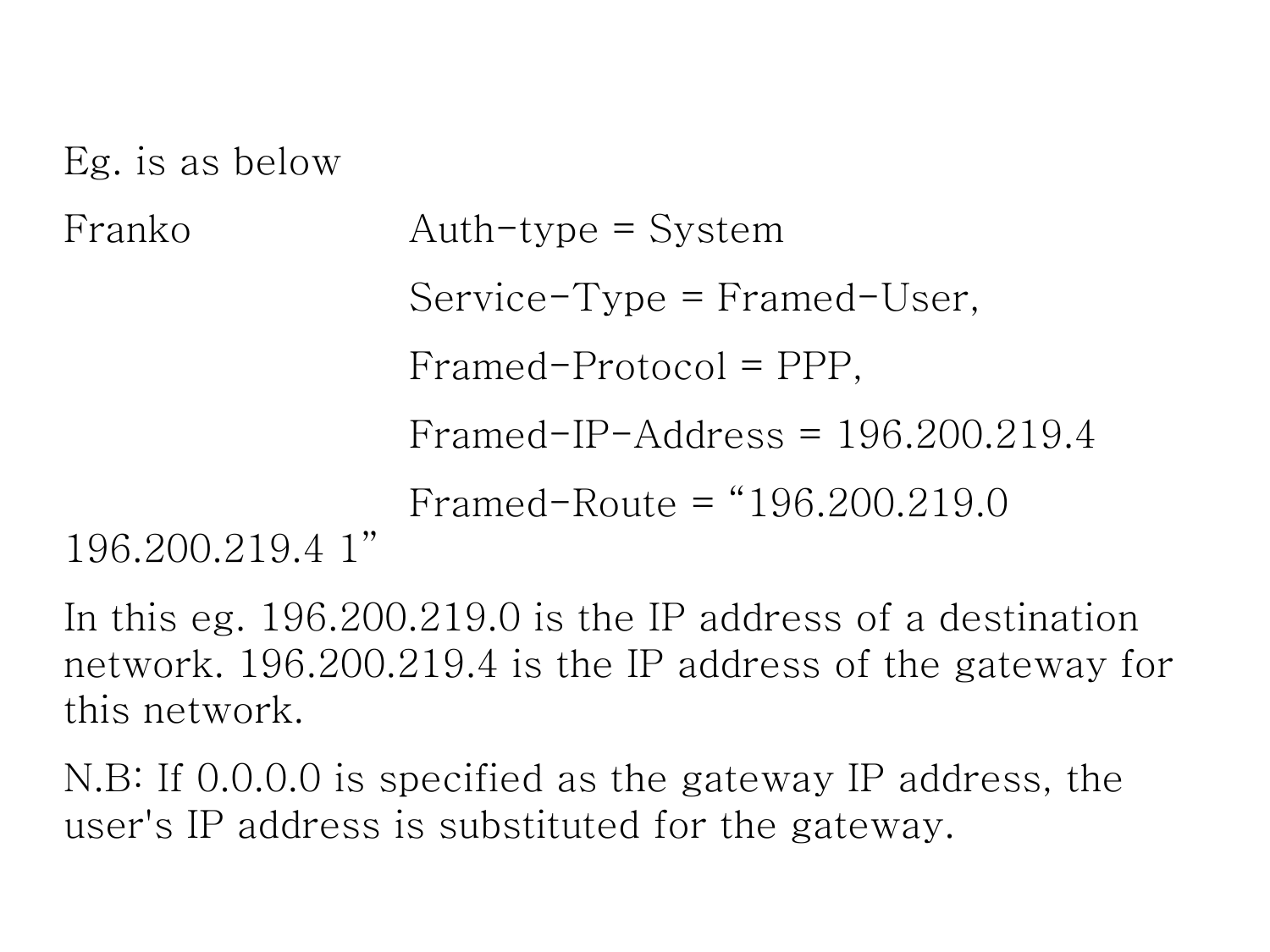Eg. is as below

```
Franko          Auth-type = System
                Service-Type = Framed-User,
                Framed-Protocol = PPP,
                Framed-IP-Address = 196.200.219.4
                Framed-Route = “196.200.219.0
196.200.219.4 1”
```

In this eg. 196.200.219.0 is the IP address of a destination network. 196.200.219.4 is the IP address of the gateway for this network.

N.B: If 0.0.0.0 is specified as the gateway IP address, the user's IP address is substituted for the gateway.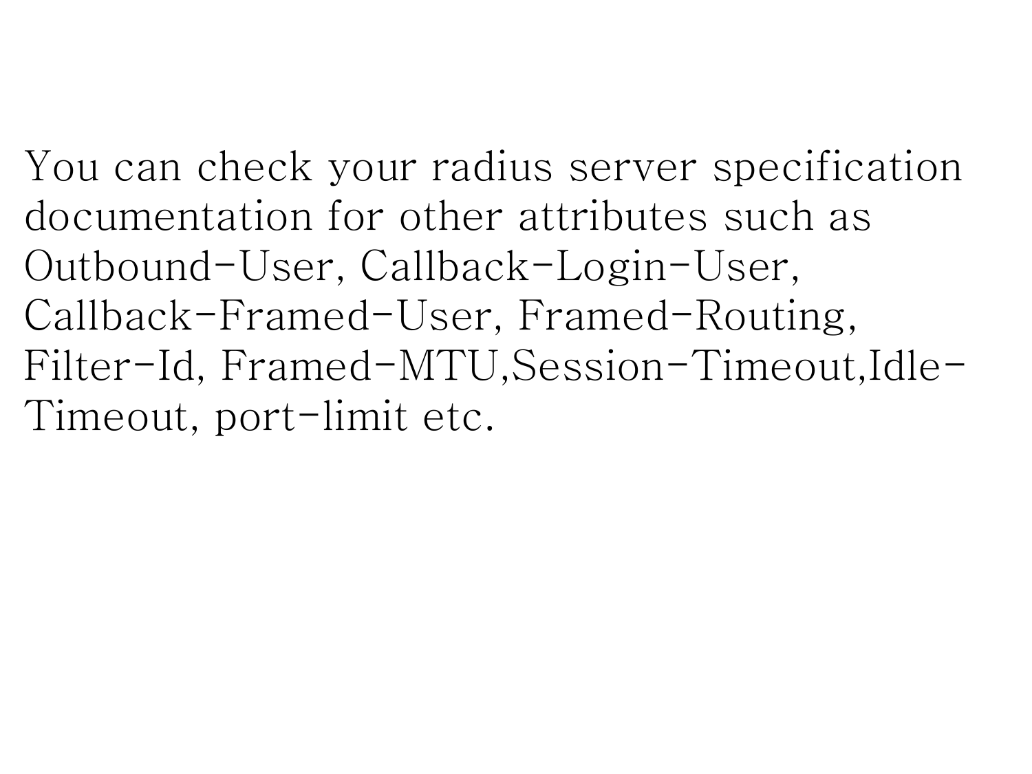You can check your radius server specification documentation for other attributes such as Outbound-User, Callback-Login-User, Callback-Framed-User, Framed-Routing, Filter-Id, Framed-MTU,Session-Timeout,Idle-Timeout, port-limit etc.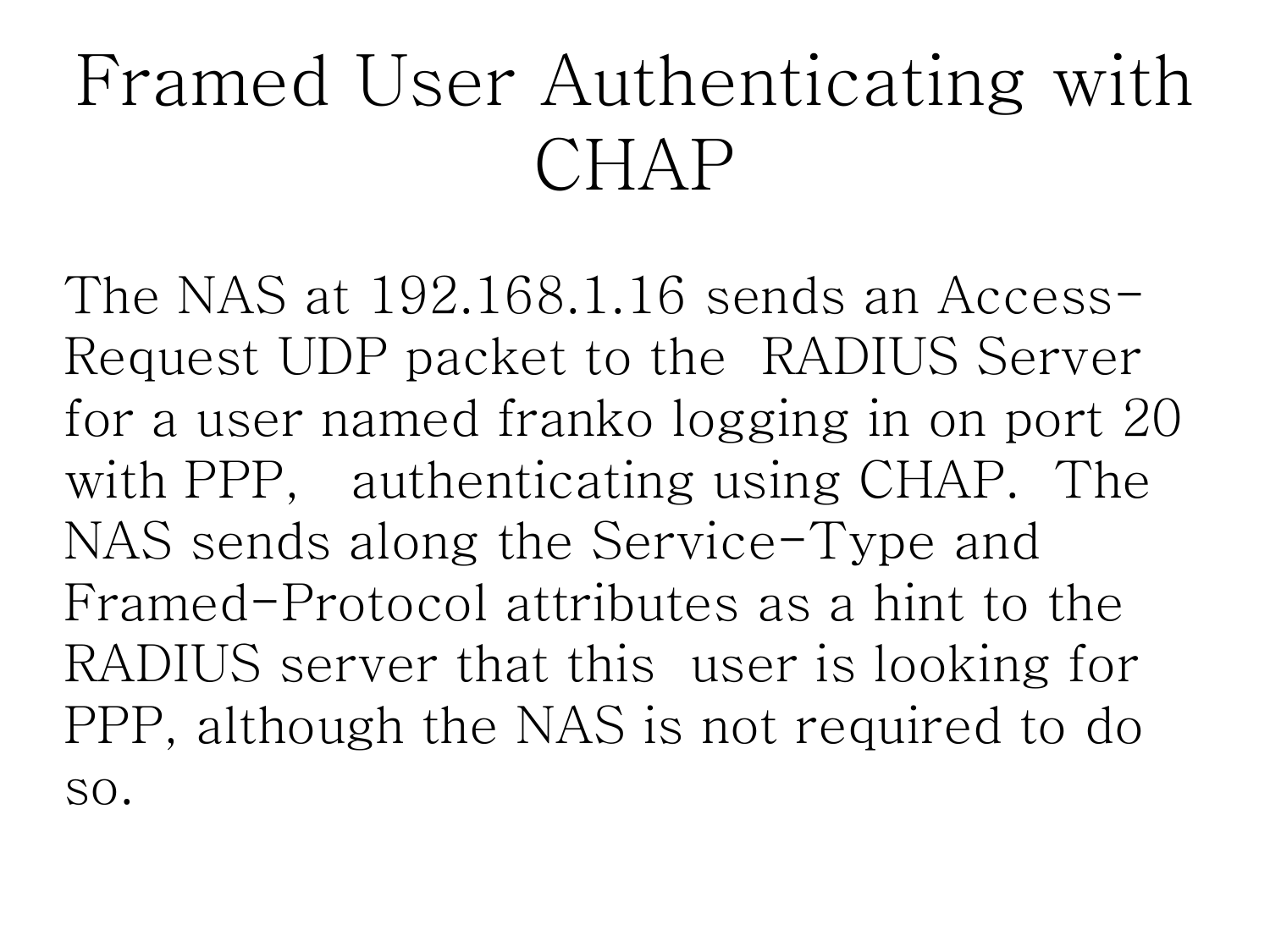# Framed User Authenticating with CHAP

The NAS at 192.168.1.16 sends an Access-Request UDP packet to the RADIUS Server for a user named franko logging in on port 20 with PPP, authenticating using CHAP. The NAS sends along the Service-Type and Framed-Protocol attributes as a hint to the RADIUS server that this user is looking for PPP, although the NAS is not required to do so.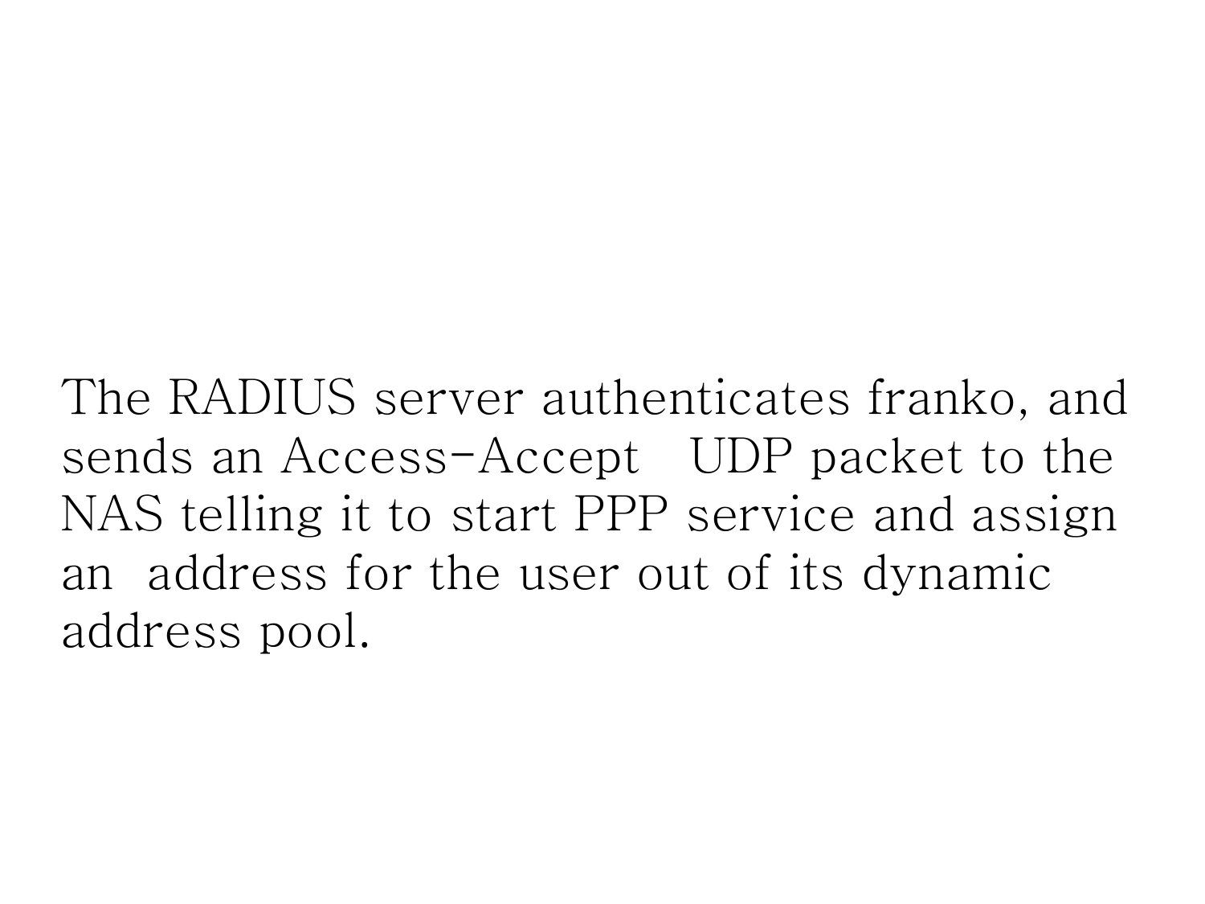The RADIUS server authenticates franko, and sends an Access-Accept UDP packet to the NAS telling it to start PPP service and assign an address for the user out of its dynamic address pool.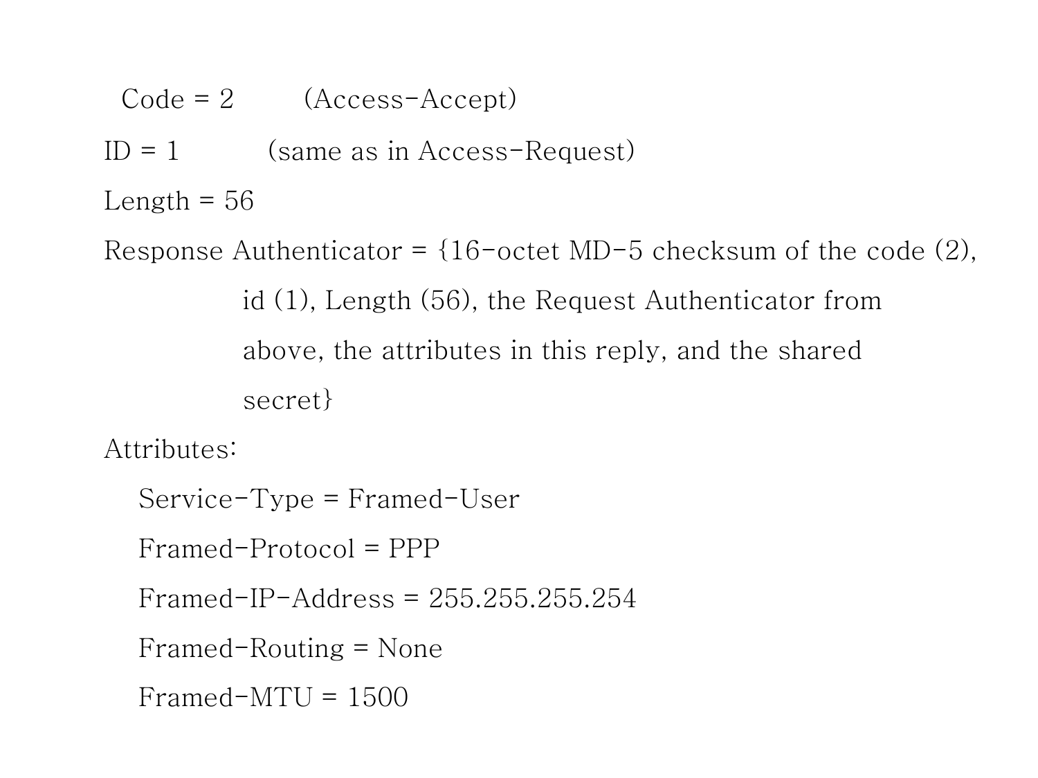```
  Code = 2        (Access-Accept)
ID = 1            (same as in Access-Request)
Length = 56
Response Authenticator = {16-octet MD-5 checksum of the code (2),
              id (1), Length (56), the Request Authenticator from
              above, the attributes in this reply, and the shared
              secret}
Attributes:
    Service-Type = Framed-User
    Framed-Protocol = PPP
    Framed-IP-Address = 255.255.255.254
    Framed-Routing = None
    Framed-MTU = 1500
```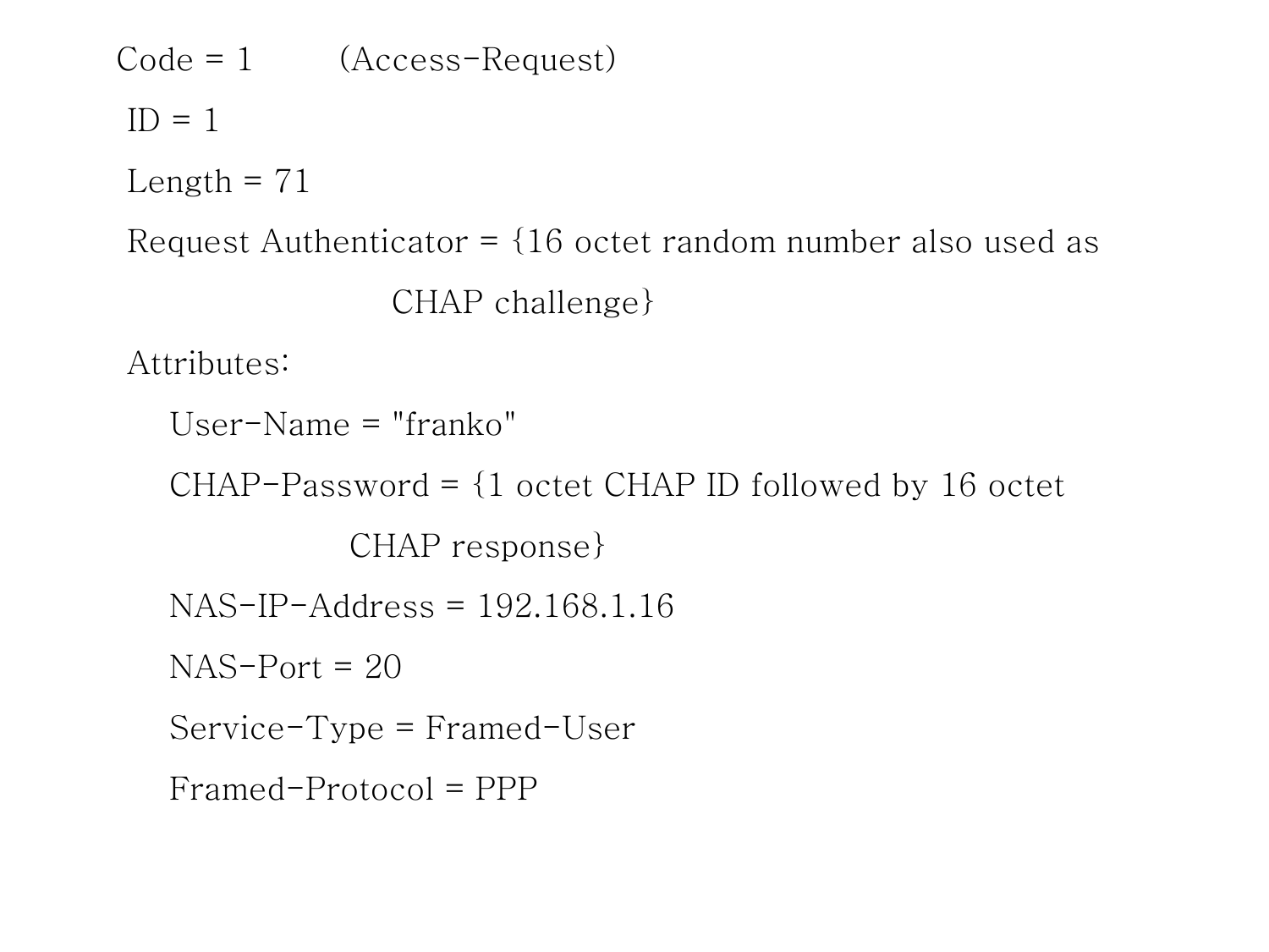```
Code = 1        (Access-Request)
ID = 1
Length = 71
Request Authenticator = {16 octet random number also used as
                         CHAP challenge}
Attributes:
    User-Name = "franko"
    CHAP-Password = {1 octet CHAP ID followed by 16 octet
                     CHAP response}
    NAS-IP-Address = 192.168.1.16
    NAS-Port = 20
    Service-Type = Framed-User
    Framed-Protocol = PPP
```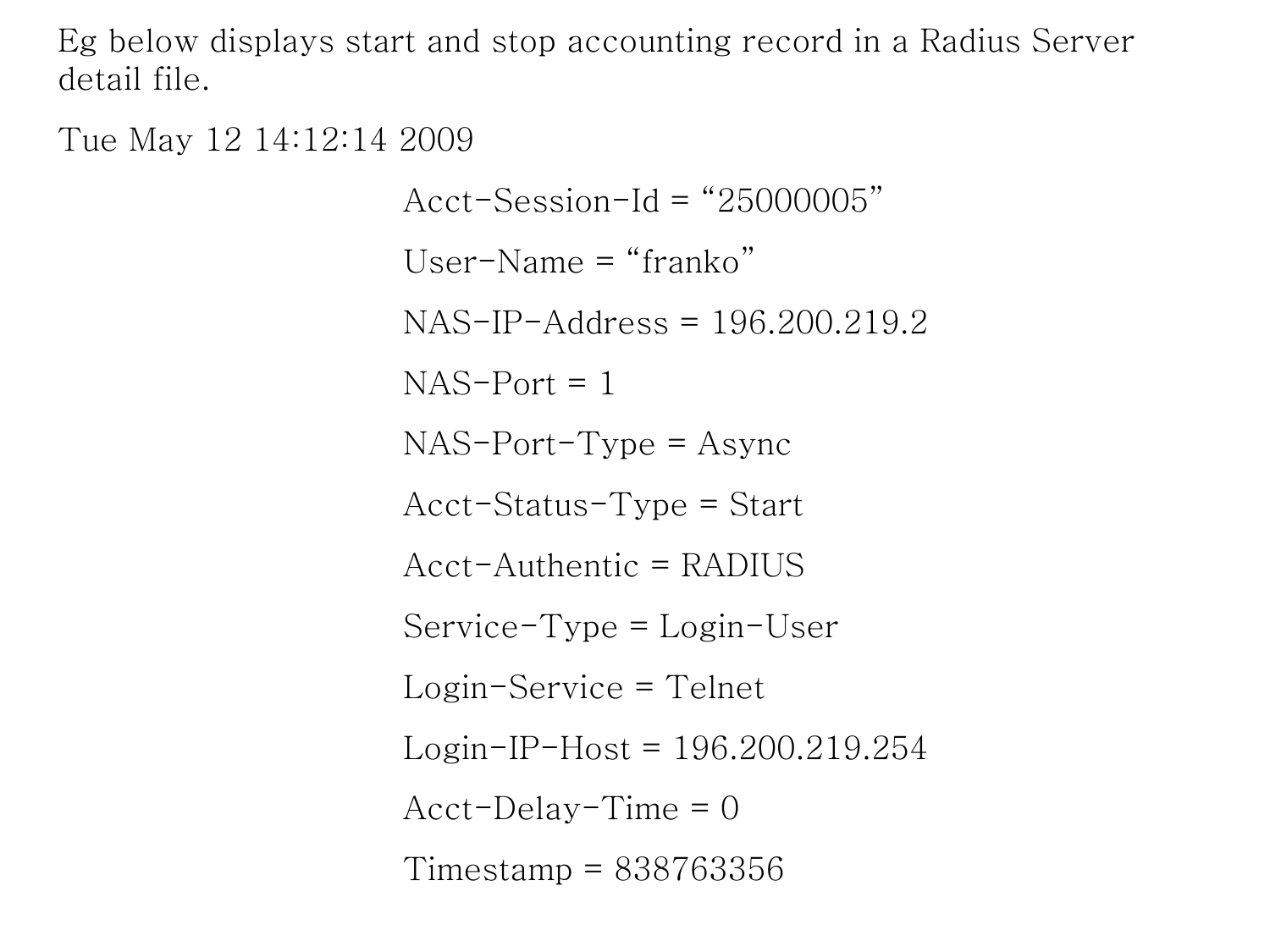Eg below displays start and stop accounting record in a Radius Server detail file.

Tue May 12 14:12:14 2009

```
Acct-Session-Id = “25000005”
User-Name = “franko”
NAS-IP-Address = 196.200.219.2
NAS-Port = 1
NAS-Port-Type = Async
Acct-Status-Type = Start
Acct-Authentic = RADIUS
Service-Type = Login-User
Login-Service = Telnet
Login-IP-Host = 196.200.219.254
Acct-Delay-Time = 0
Timestamp = 838763356
```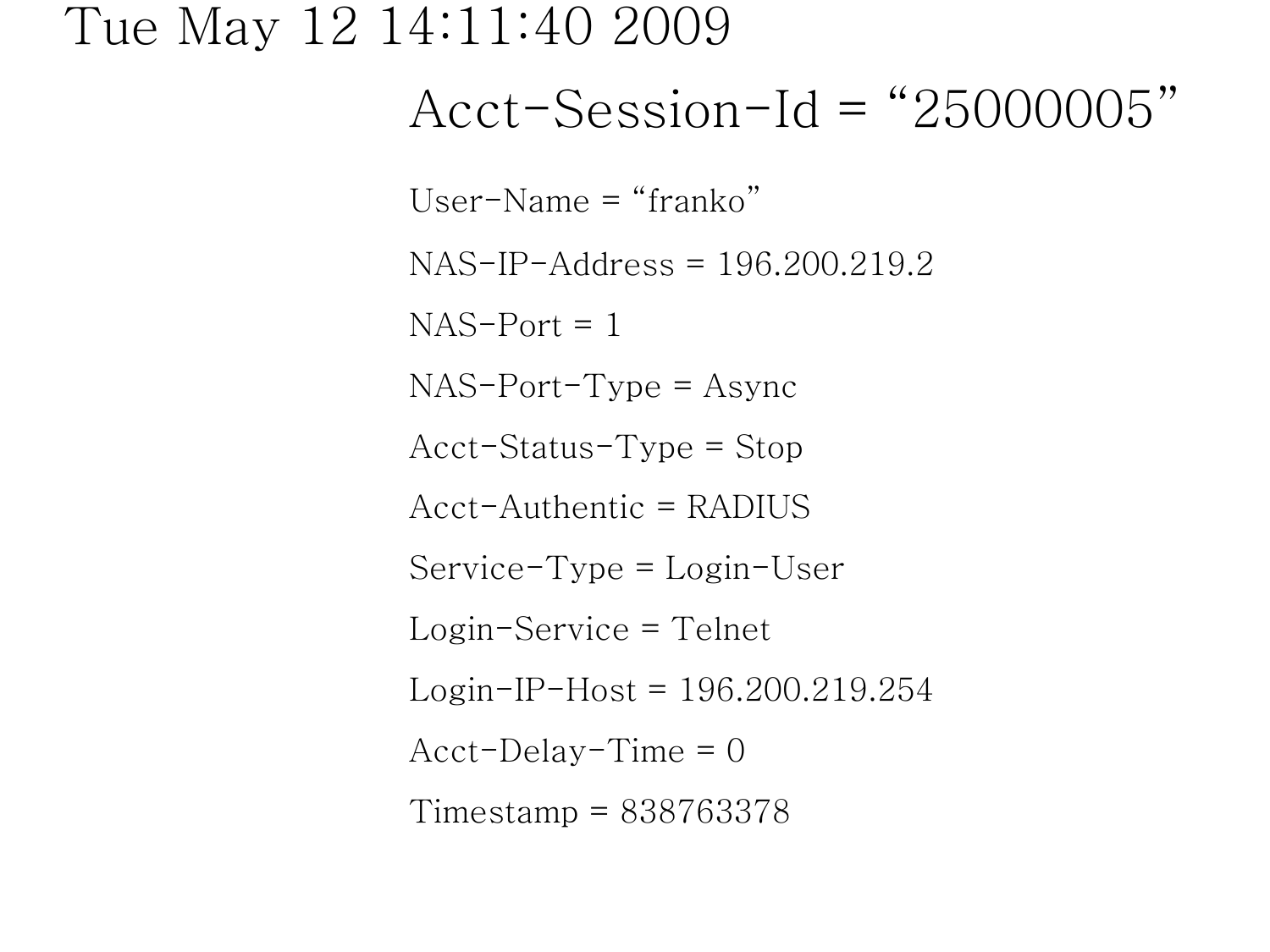Tue May 12 14:11:40 2009

Acct-Session-Id = “25000005”

User-Name = “franko”

NAS-IP-Address = 196.200.219.2

NAS-Port = 1

NAS-Port-Type = Async

Acct-Status-Type = Stop

Acct-Authentic = RADIUS

Service-Type = Login-User

Login-Service = Telnet

Login-IP-Host = 196.200.219.254

Acct-Delay-Time = 0

Timestamp = 838763378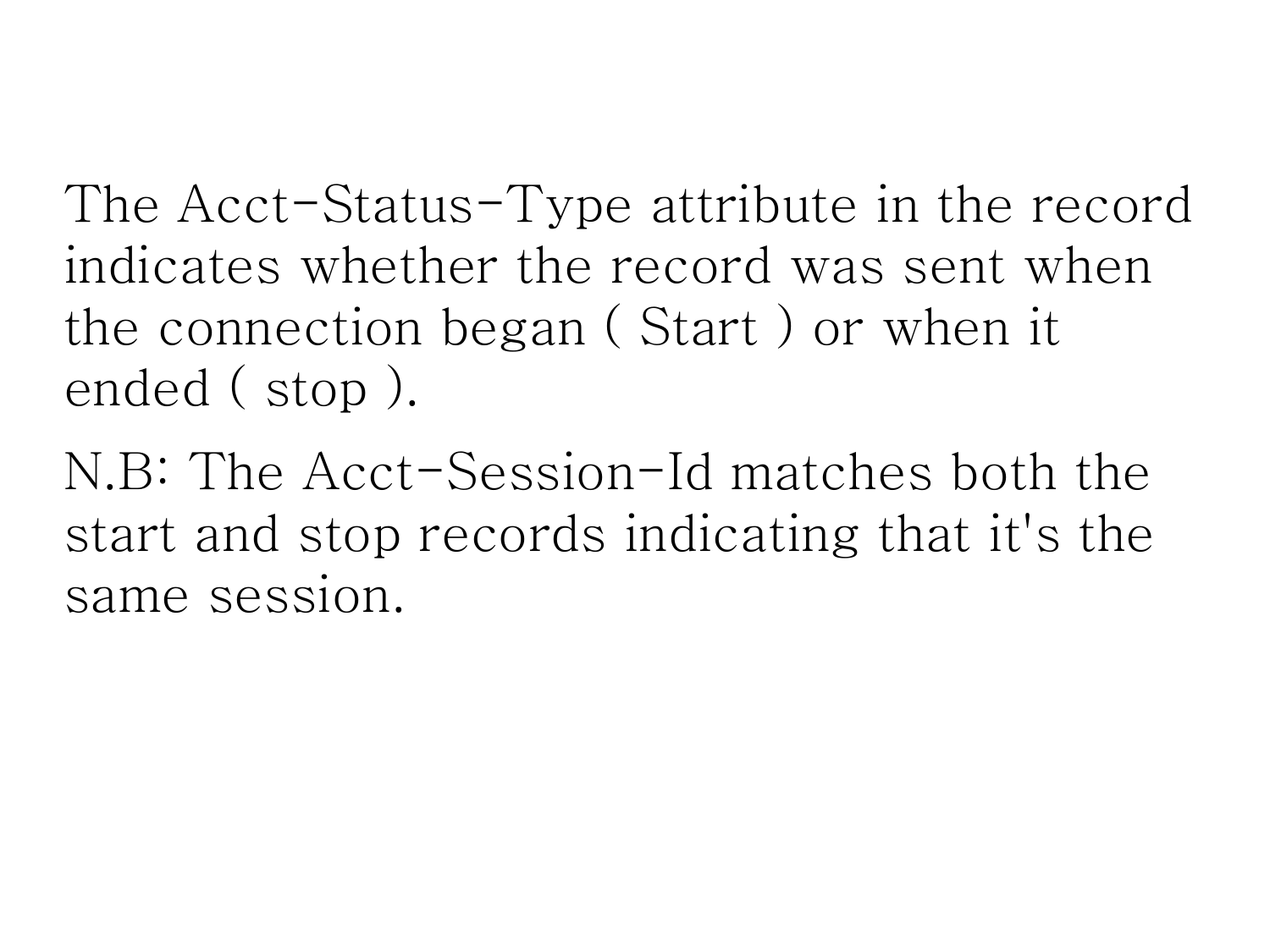The Acct-Status-Type attribute in the record indicates whether the record was sent when the connection began ( Start ) or when it ended ( stop ).

N.B: The Acct-Session-Id matches both the start and stop records indicating that it's the same session.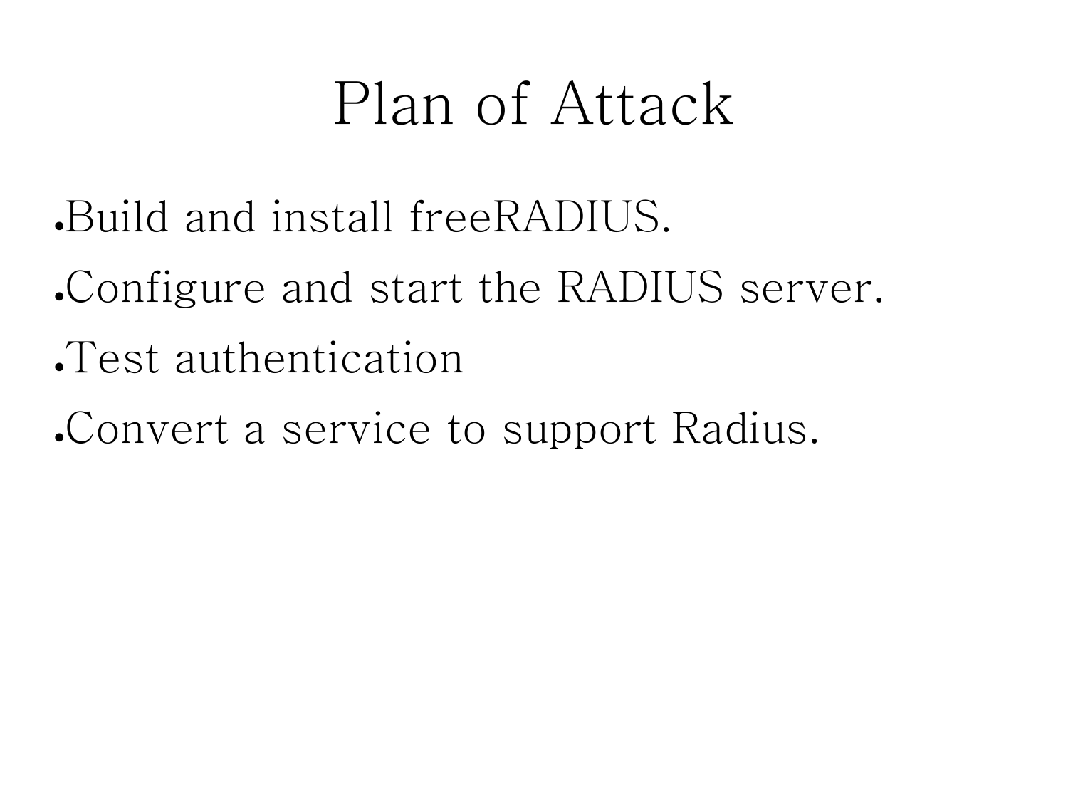# Plan of Attack

- Build and install freeRADIUS.
- Configure and start the RADIUS server.
- Test authentication
- Convert a service to support Radius.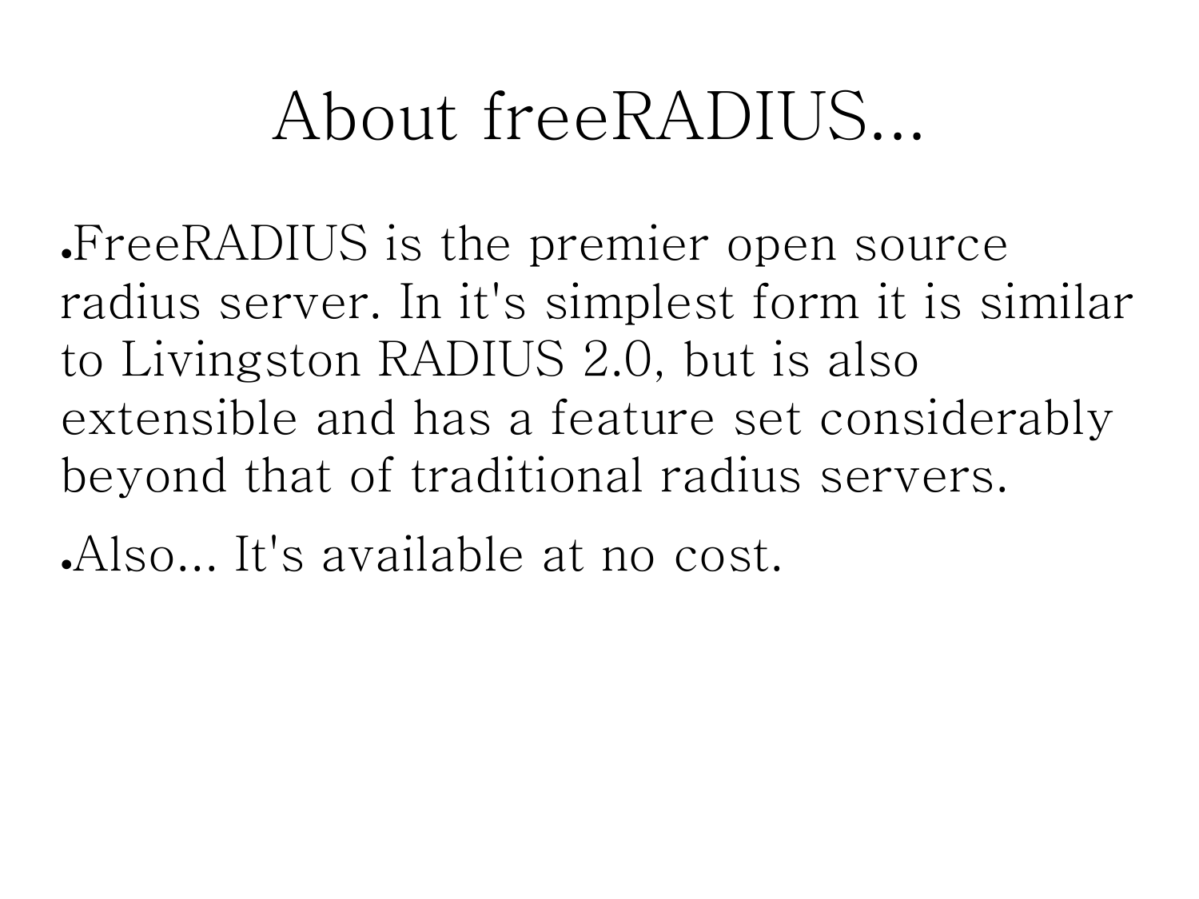# About freeRADIUS...

- FreeRADIUS is the premier open source radius server. In it's simplest form it is similar to Livingston RADIUS 2.0, but is also extensible and has a feature set considerably beyond that of traditional radius servers.
- Also... It's available at no cost.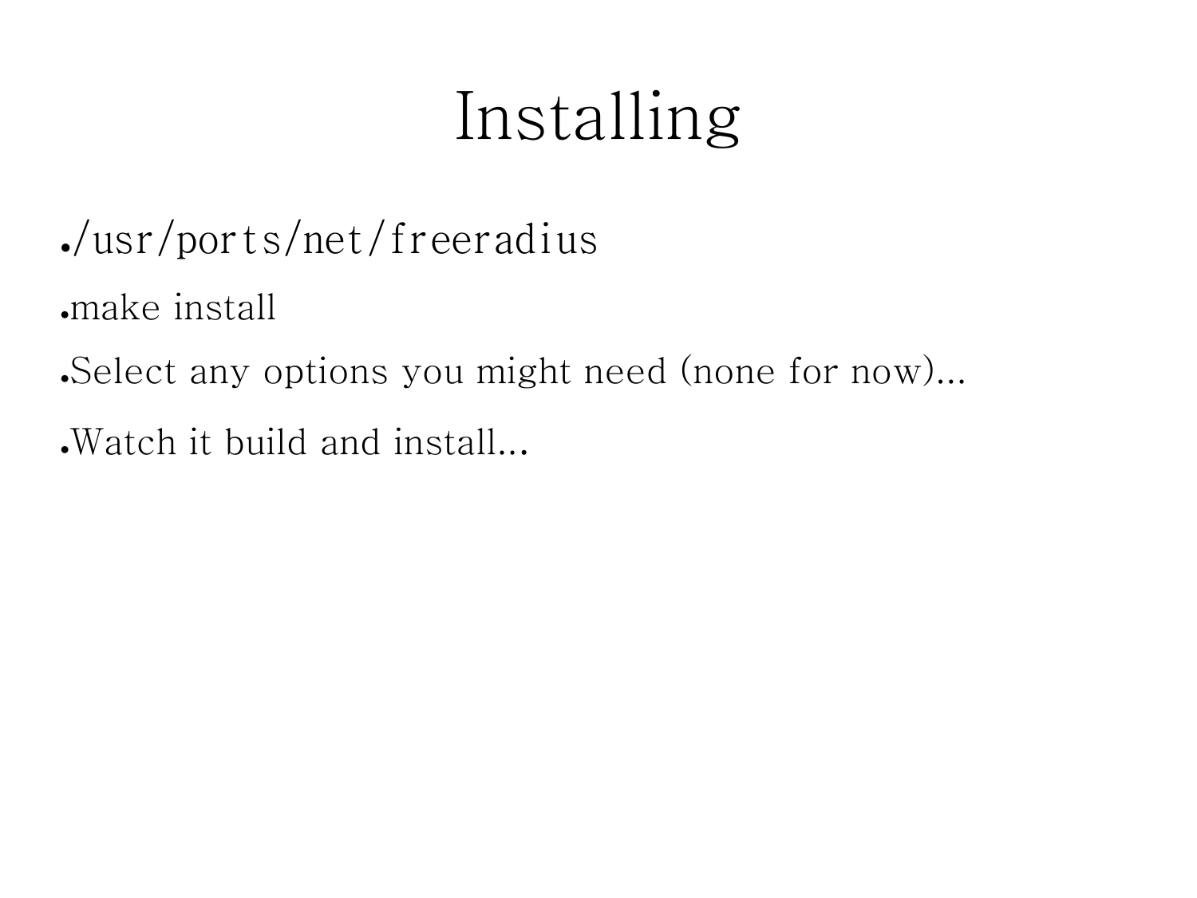# Installing

- /usr/ports/net/freeradius
- make install
- Select any options you might need (none for now)...
- Watch it build and install...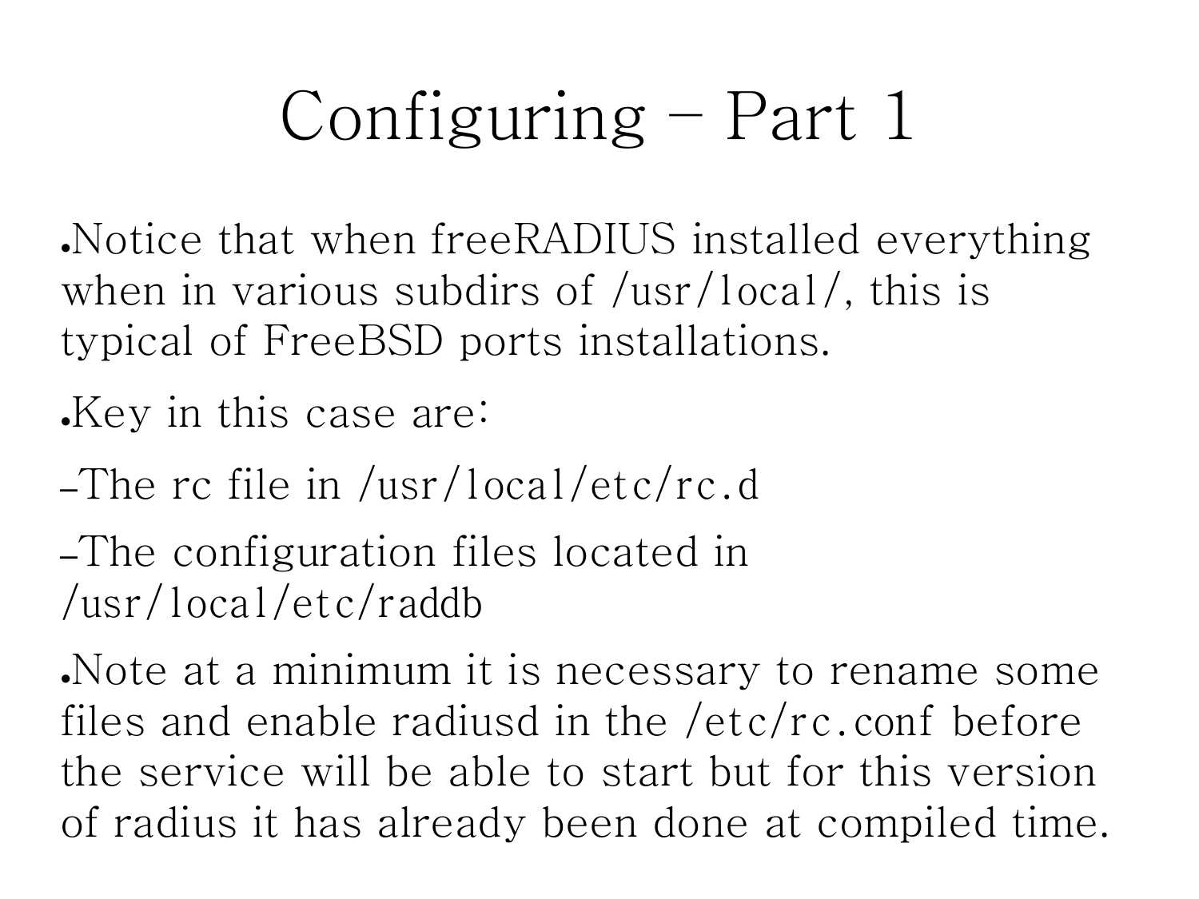# Configuring – Part 1

- Notice that when freeRADIUS installed everything when in various subdirs of /usr/local/, this is typical of FreeBSD ports installations.
- Key in this case are:
  - The rc file in /usr/local/etc/rc.d
  - The configuration files located in /usr/local/etc/raddb
- Note at a minimum it is necessary to rename some files and enable radiusd in the /etc/rc.conf before the service will be able to start but for this version of radius it has already been done at compiled time.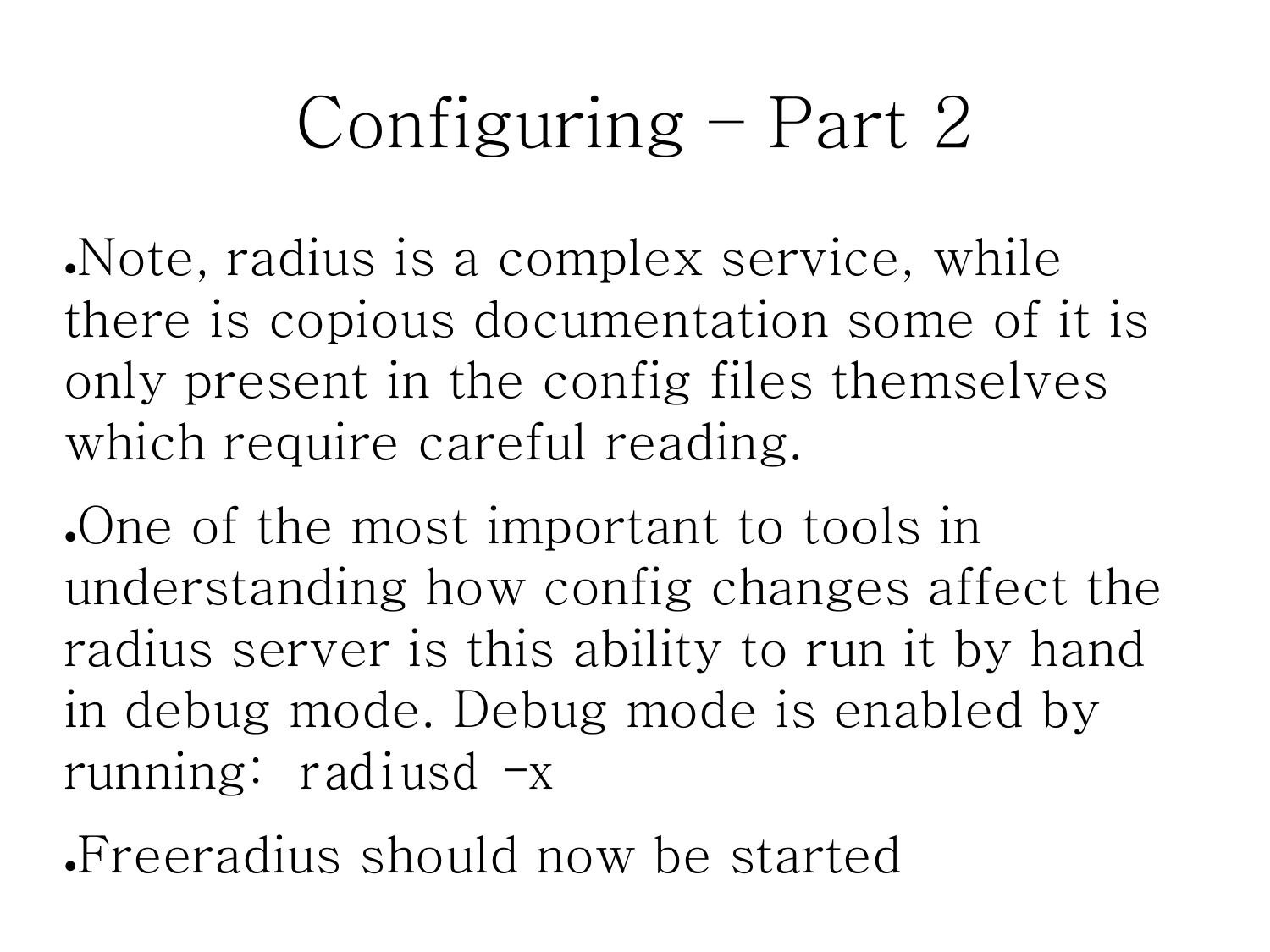# Configuring – Part 2

- Note, radius is a complex service, while there is copious documentation some of it is only present in the config files themselves which require careful reading.
- One of the most important to tools in understanding how config changes affect the radius server is this ability to run it by hand in debug mode. Debug mode is enabled by running: `radiusd -x`
- Freeradius should now be started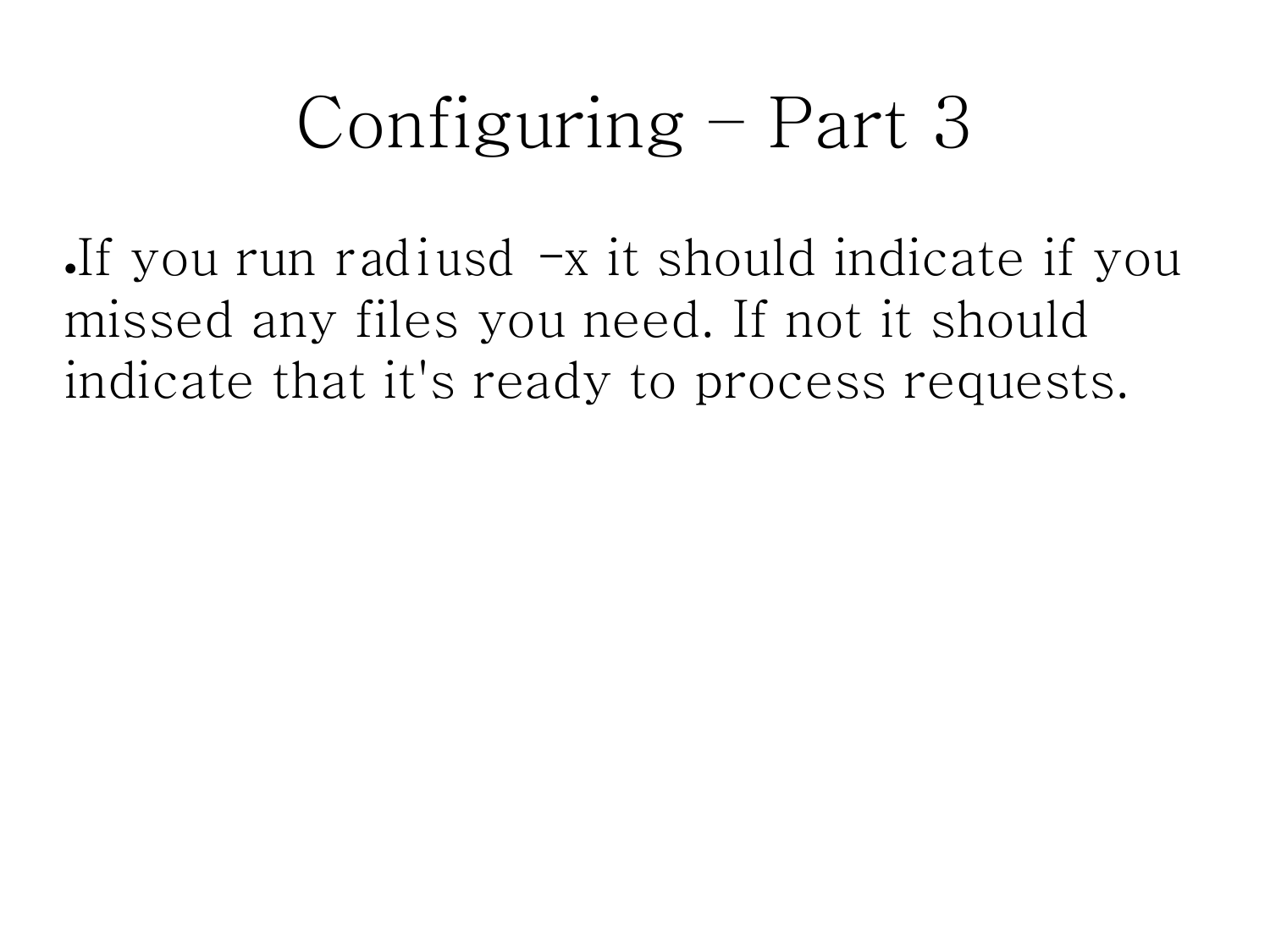# Configuring – Part 3

- If you run radiusd -x it should indicate if you missed any files you need. If not it should indicate that it's ready to process requests.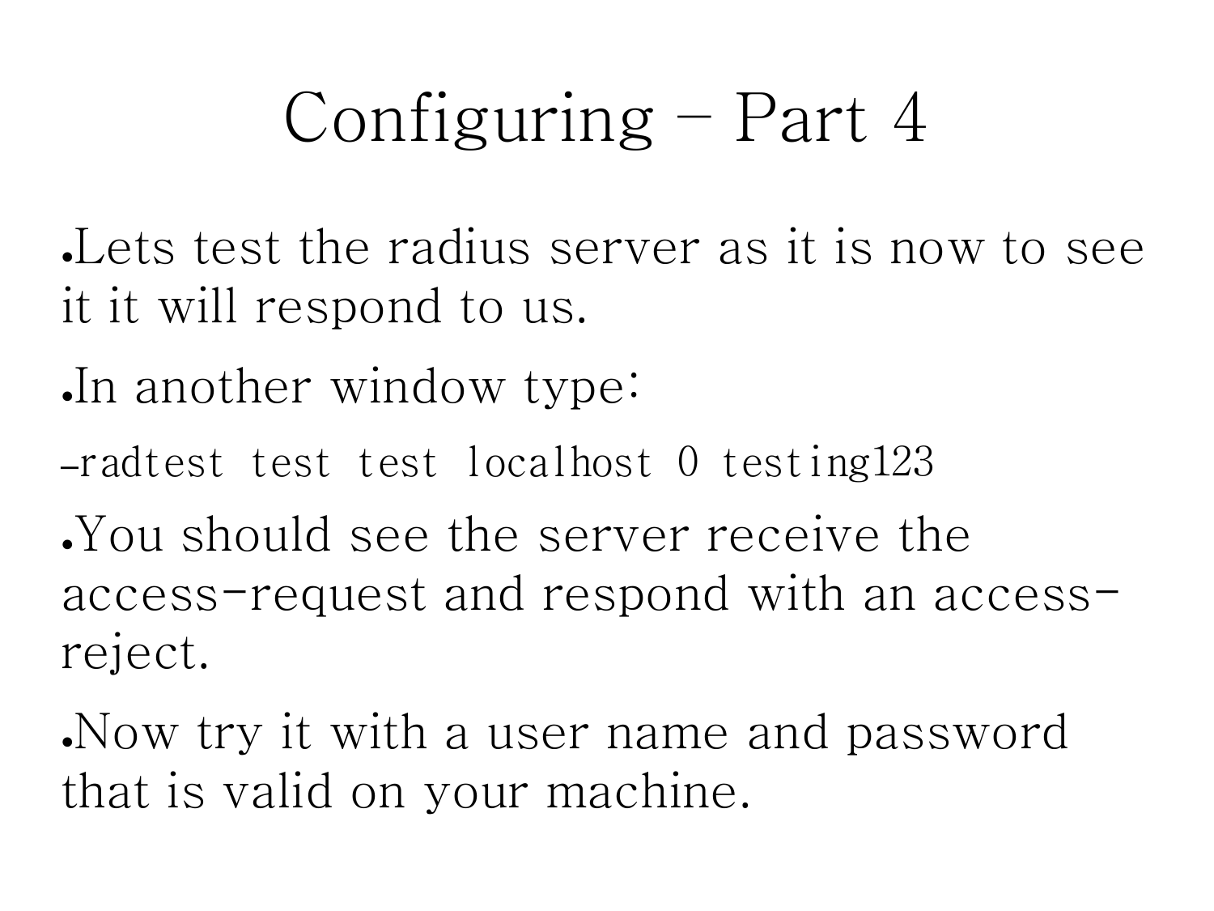# Configuring – Part 4

- Lets test the radius server as it is now to see it it will respond to us.
- In another window type:
  - `radtest test test localhost 0 testing123`
- You should see the server receive the access-request and respond with an access-reject.
- Now try it with a user name and password that is valid on your machine.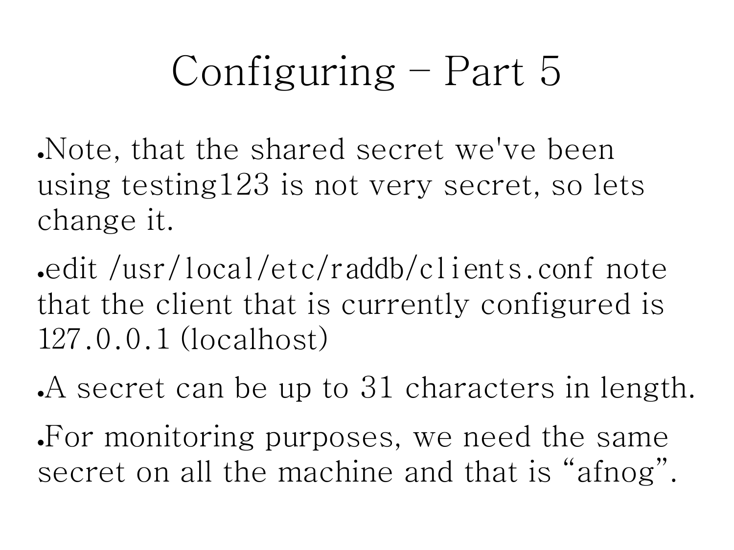# Configuring – Part 5

- Note, that the shared secret we've been using testing123 is not very secret, so lets change it.
- edit /usr/local/etc/raddb/clients.conf note that the client that is currently configured is 127.0.0.1 (localhost)
- A secret can be up to 31 characters in length.
- For monitoring purposes, we need the same secret on all the machine and that is “afnog”.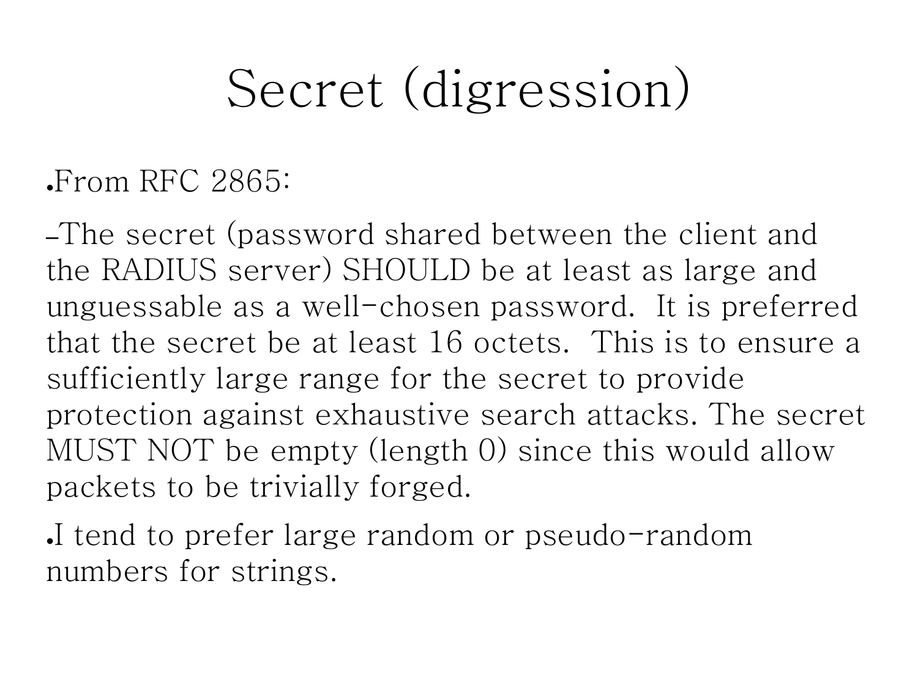# Secret (digression)

- From RFC 2865:
  - The secret (password shared between the client and the RADIUS server) SHOULD be at least as large and unguessable as a well-chosen password.  It is preferred that the secret be at least 16 octets.  This is to ensure a sufficiently large range for the secret to provide protection against exhaustive search attacks. The secret MUST NOT be empty (length 0) since this would allow packets to be trivially forged.
- I tend to prefer large random or pseudo-random numbers for strings.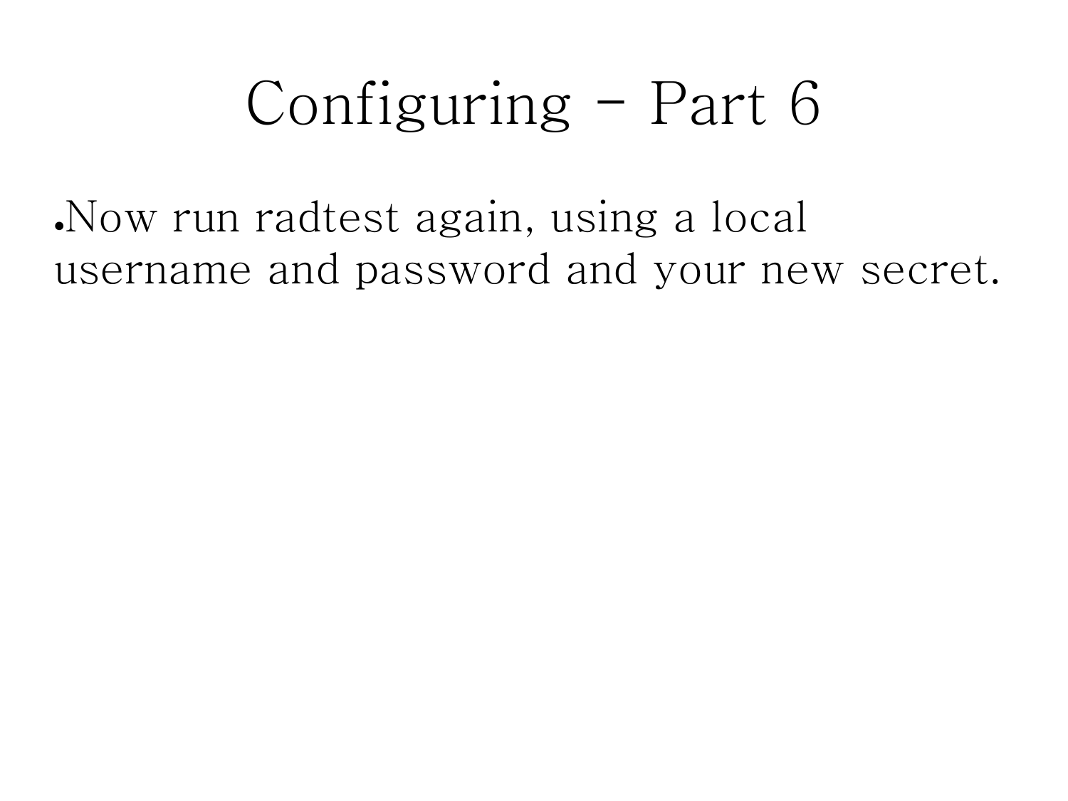# Configuring - Part 6

- Now run radtest again, using a local username and password and your new secret.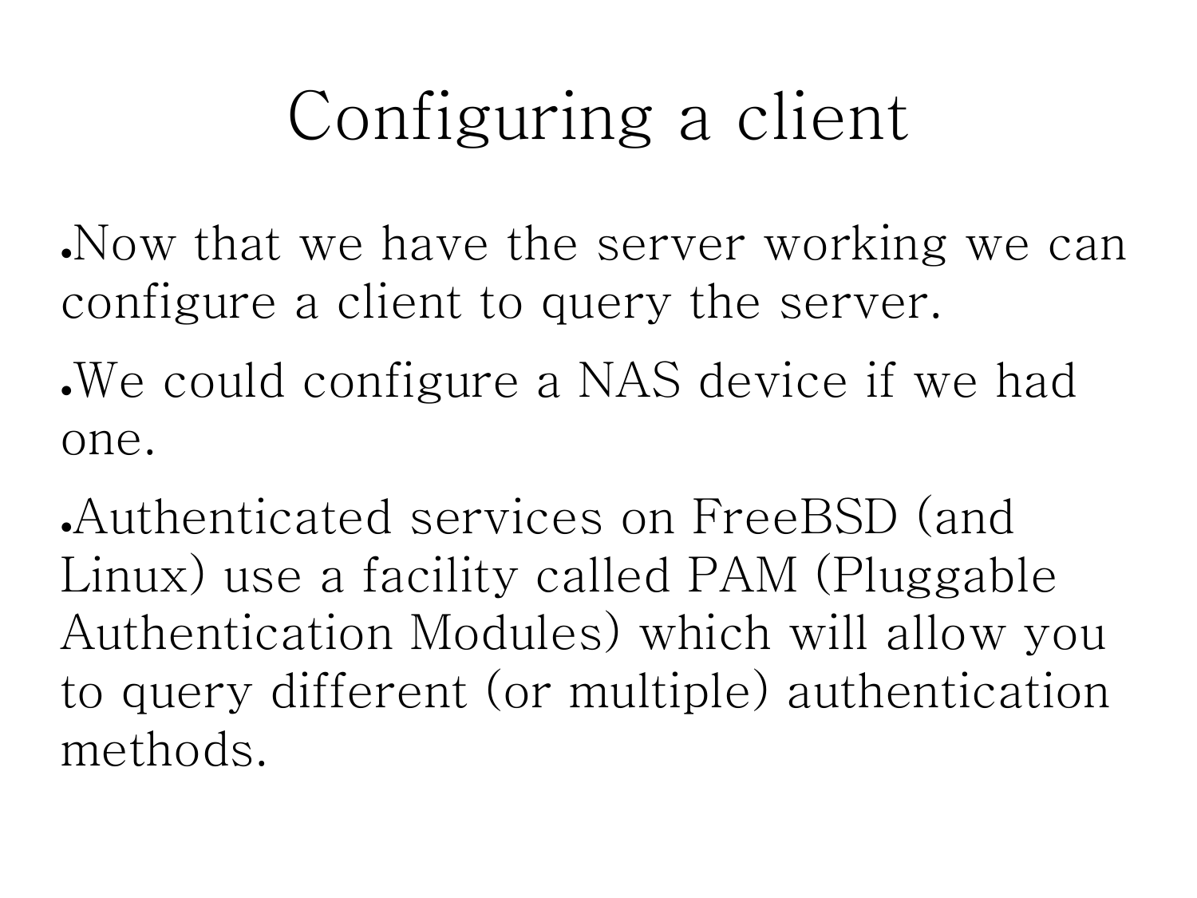# Configuring a client

- Now that we have the server working we can configure a client to query the server.
- We could configure a NAS device if we had one.
- Authenticated services on FreeBSD (and Linux) use a facility called PAM (Pluggable Authentication Modules) which will allow you to query different (or multiple) authentication methods.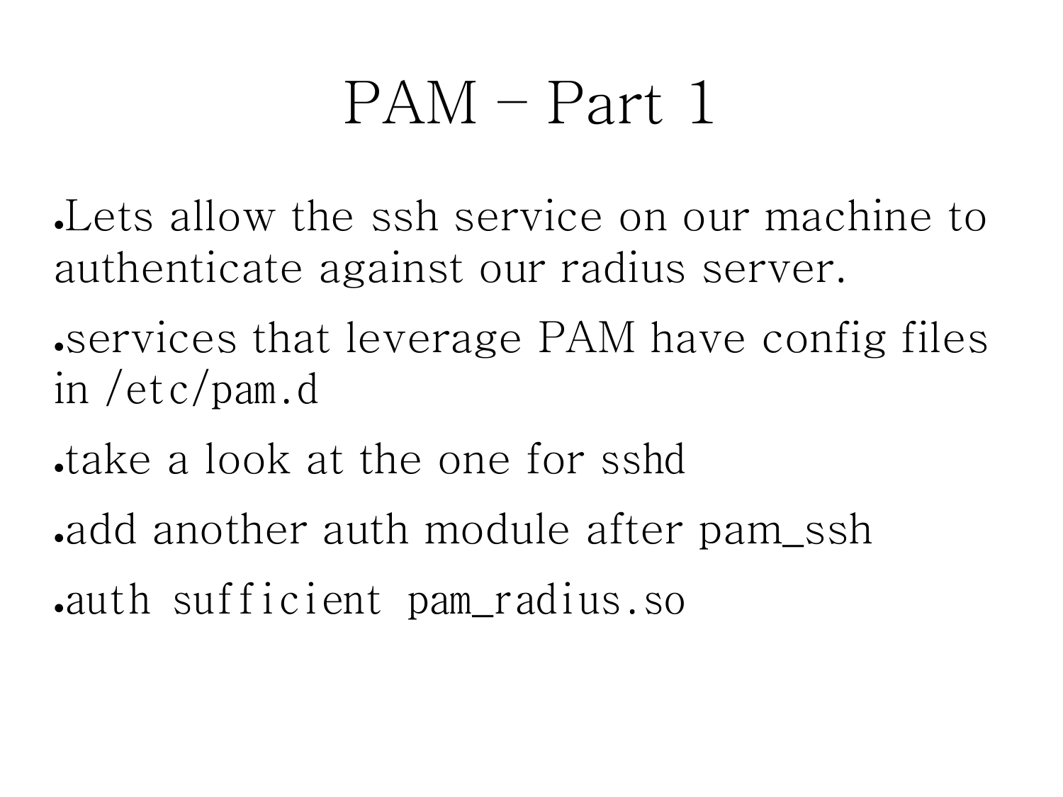# PAM – Part 1

- Lets allow the ssh service on our machine to authenticate against our radius server.
- services that leverage PAM have config files in /etc/pam.d
- take a look at the one for sshd
- add another auth module after pam_ssh
- auth sufficient pam_radius.so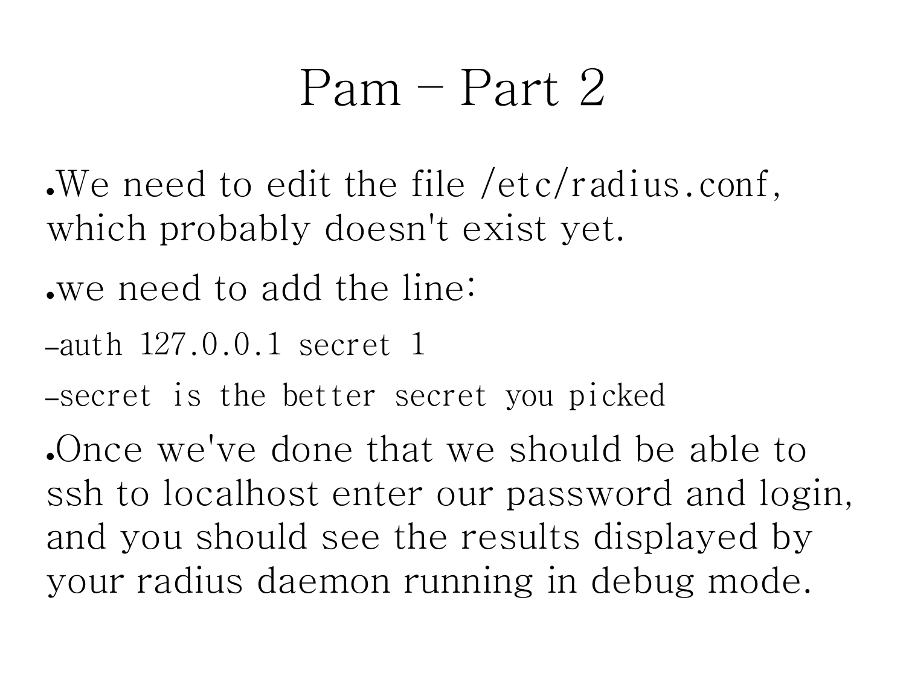# Pam – Part 2

- We need to edit the file /etc/radius.conf, which probably doesn't exist yet.
- we need to add the line:
  - auth 127.0.0.1 secret 1
  - secret is the better secret you picked
- Once we've done that we should be able to ssh to localhost enter our password and login, and you should see the results displayed by your radius daemon running in debug mode.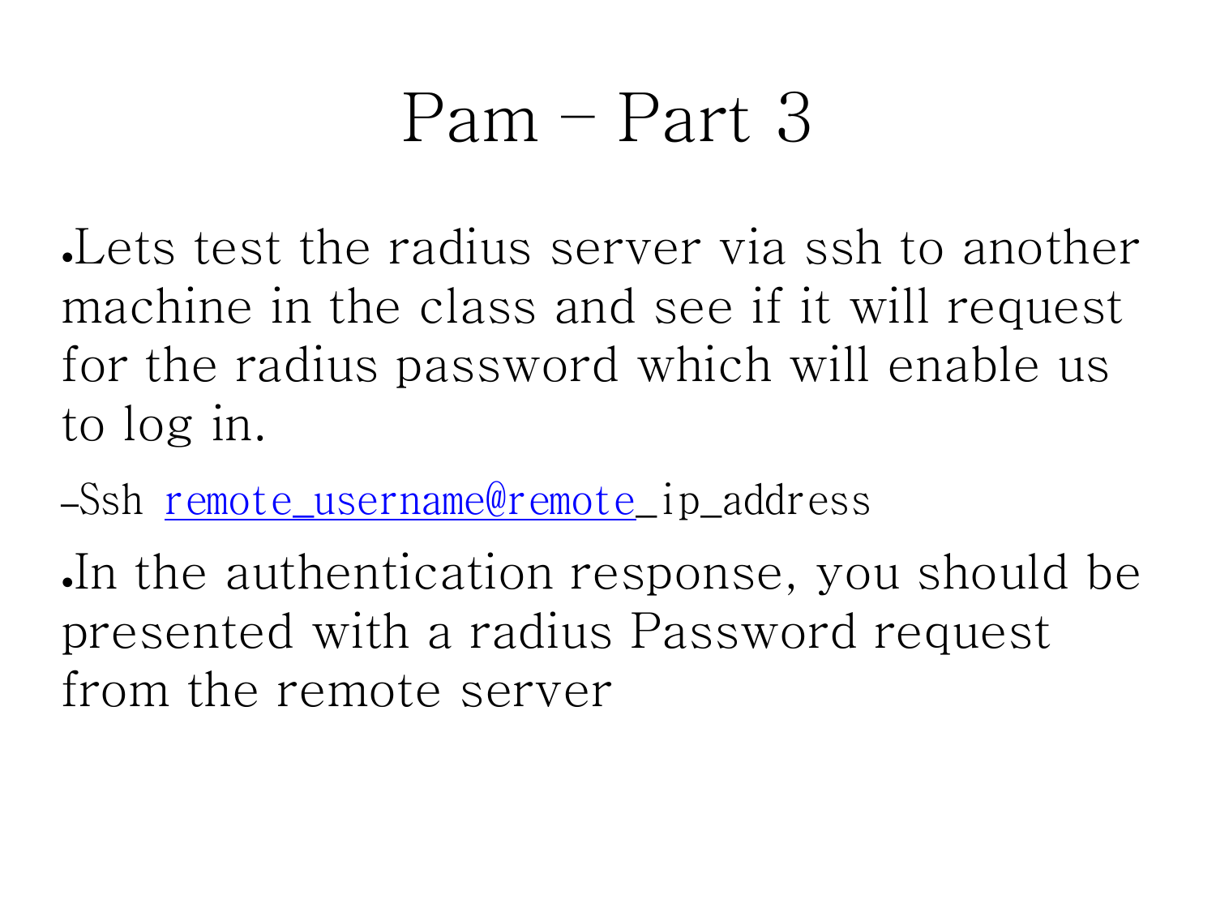# Pam – Part 3

- Lets test the radius server via ssh to another machine in the class and see if it will request for the radius password which will enable us to log in.
  - Ssh remote_username@remote_ip_address
- In the authentication response, you should be presented with a radius Password request from the remote server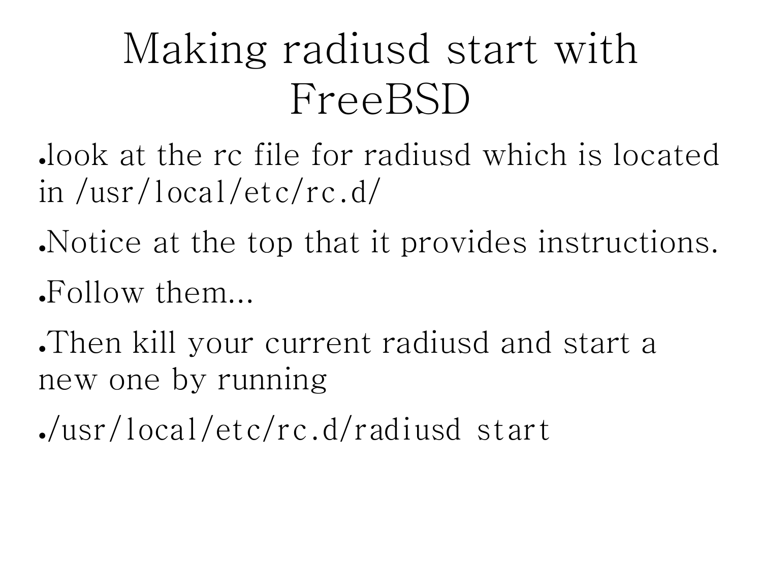# Making radiusd start with FreeBSD

- look at the rc file for radiusd which is located in /usr/local/etc/rc.d/
- Notice at the top that it provides instructions.
- Follow them...
- Then kill your current radiusd and start a new one by running
- /usr/local/etc/rc.d/radiusd start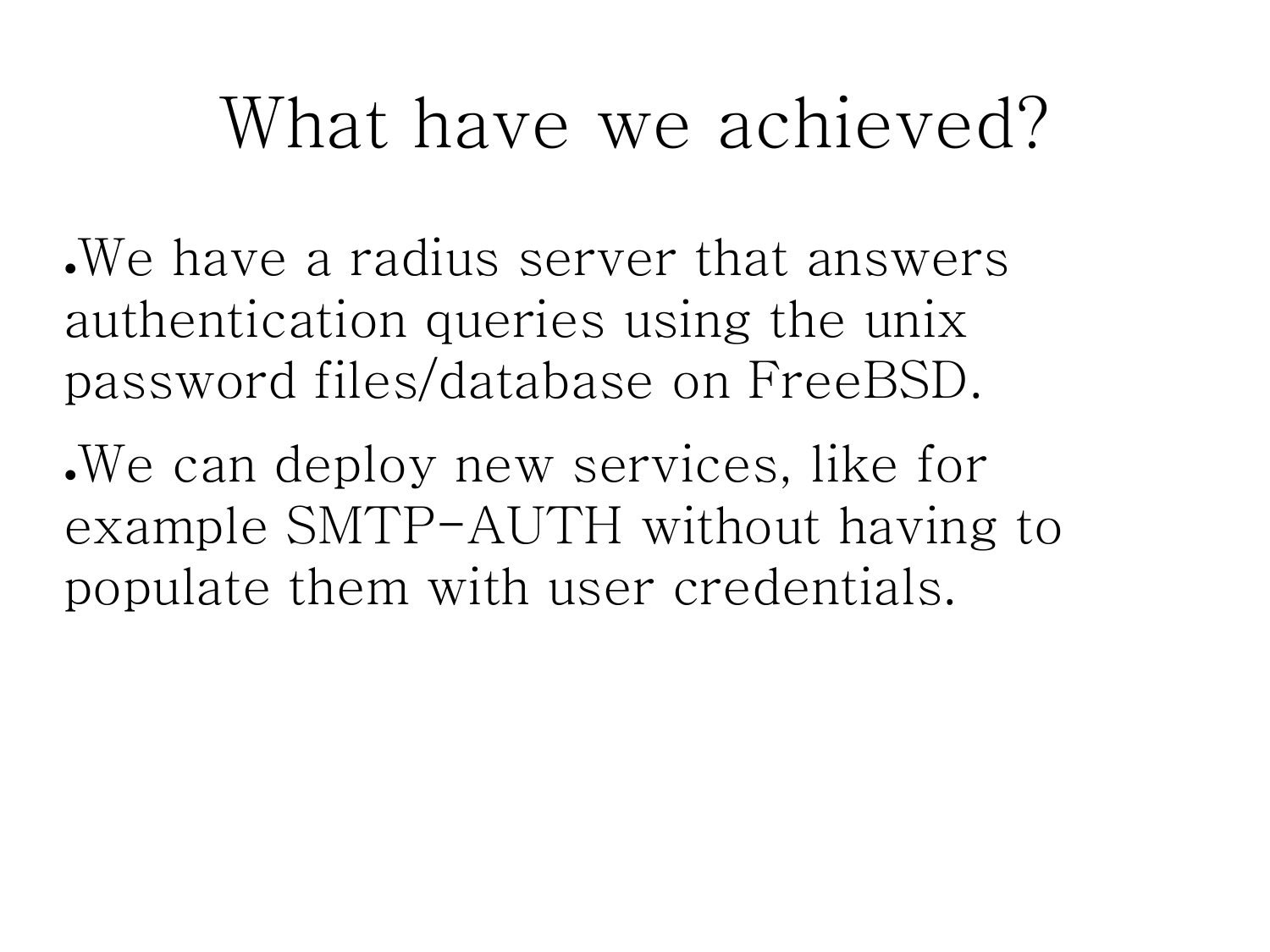# What have we achieved?

- We have a radius server that answers authentication queries using the unix password files/database on FreeBSD.
- We can deploy new services, like for example SMTP-AUTH without having to populate them with user credentials.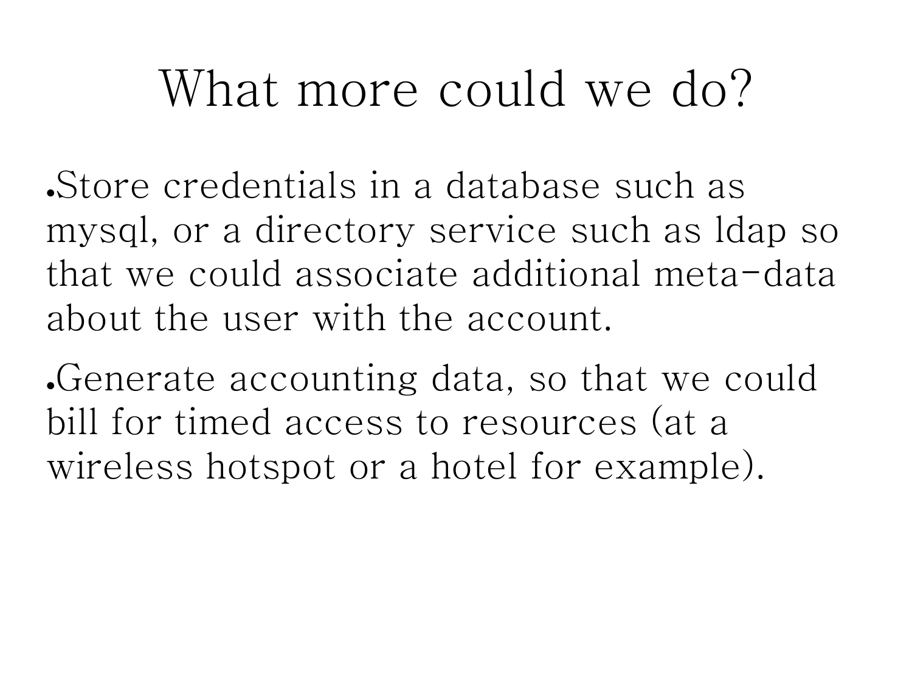# What more could we do?

- Store credentials in a database such as mysql, or a directory service such as ldap so that we could associate additional meta-data about the user with the account.
- Generate accounting data, so that we could bill for timed access to resources (at a wireless hotspot or a hotel for example).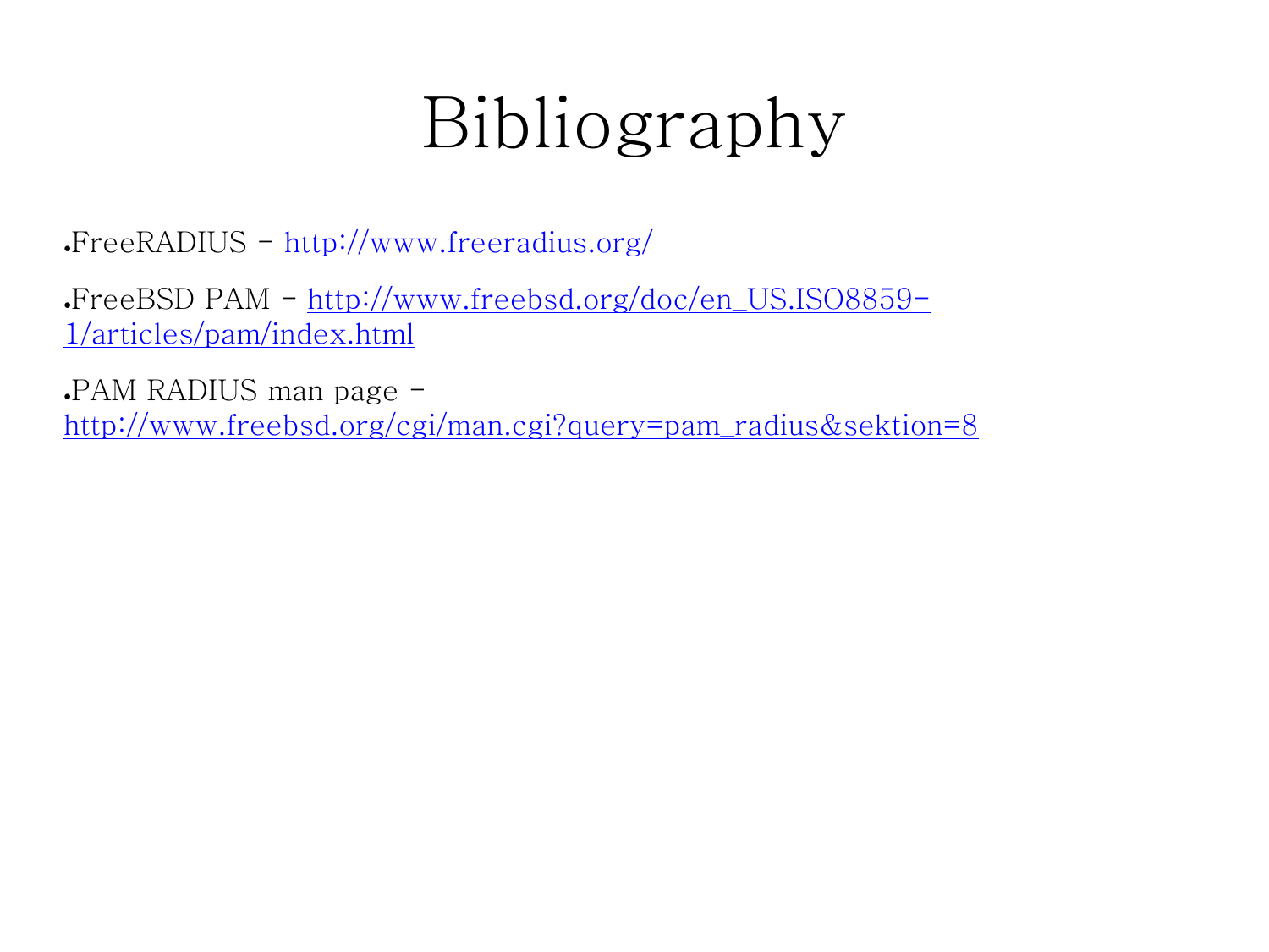# Bibliography

- FreeRADIUS - http://www.freeradius.org/
- FreeBSD PAM - http://www.freebsd.org/doc/en_US.ISO8859-1/articles/pam/index.html
- PAM RADIUS man page - http://www.freebsd.org/cgi/man.cgi?query=pam_radius&sektion=8